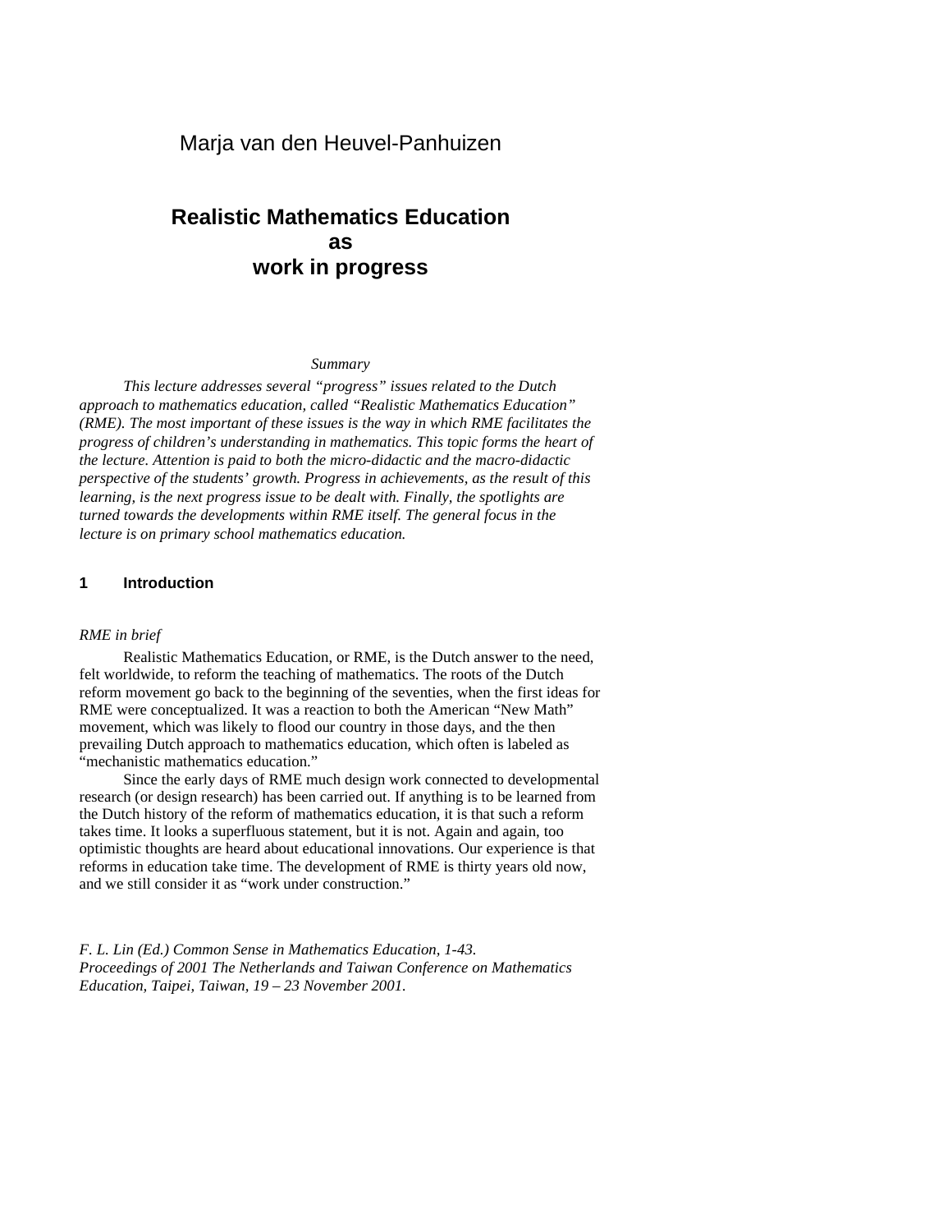Marja van den Heuvel-Panhuizen

# Realistic Mathematics Education as work in progress

*Summary*

*This lecture addresses several "progress" issues related to the Dutch approach to mathematics education, called "Realistic Mathematics Education" (RME). The most important of these issues is the way in which RME facilitates the progress of children's understanding in mathematics. This topic forms the heart of the lecture. Attention is paid to both the micro-didactic and the macro-didactic perspective of the students' growth. Progress in achievements, as the result of this learning, is the next progress issue to be dealt with. Finally, the spotlights are turned towards the developments within RME itself. The general focus in the lecture is on primary school mathematics education.*

## 1 Introduction

*RME in brief*

Realistic Mathematics Education, or RME, is the Dutch answer to the need, felt worldwide, to reform the teaching of mathematics. The roots of the Dutch reform movement go back to the beginning of the seventies, when the first ideas for RME were conceptualized. It was a reaction to both the American "New Math" movement, which was likely to flood our country in those days, and the then prevailing Dutch approach to mathematics education, which often is labeled as "mechanistic mathematics education."

Since the early days of RME much design work connected to developmental research (or design research) has been carried out. If anything is to be learned from the Dutch history of the reform of mathematics education, it is that such a reform takes time. It looks a superfluous statement, but it is not. Again and again, too optimistic thoughts are heard about educational innovations. Our experience is that reforms in education take time. The development of RME is thirty years old now, and we still consider it as "work under construction."

*F. L. Lin (Ed.) Common Sense in Mathematics Education, 1-43.*
*Proceedings of 2001 The Netherlands and Taiwan Conference on Mathematics Education, Taipei, Taiwan, 19 – 23 November 2001.*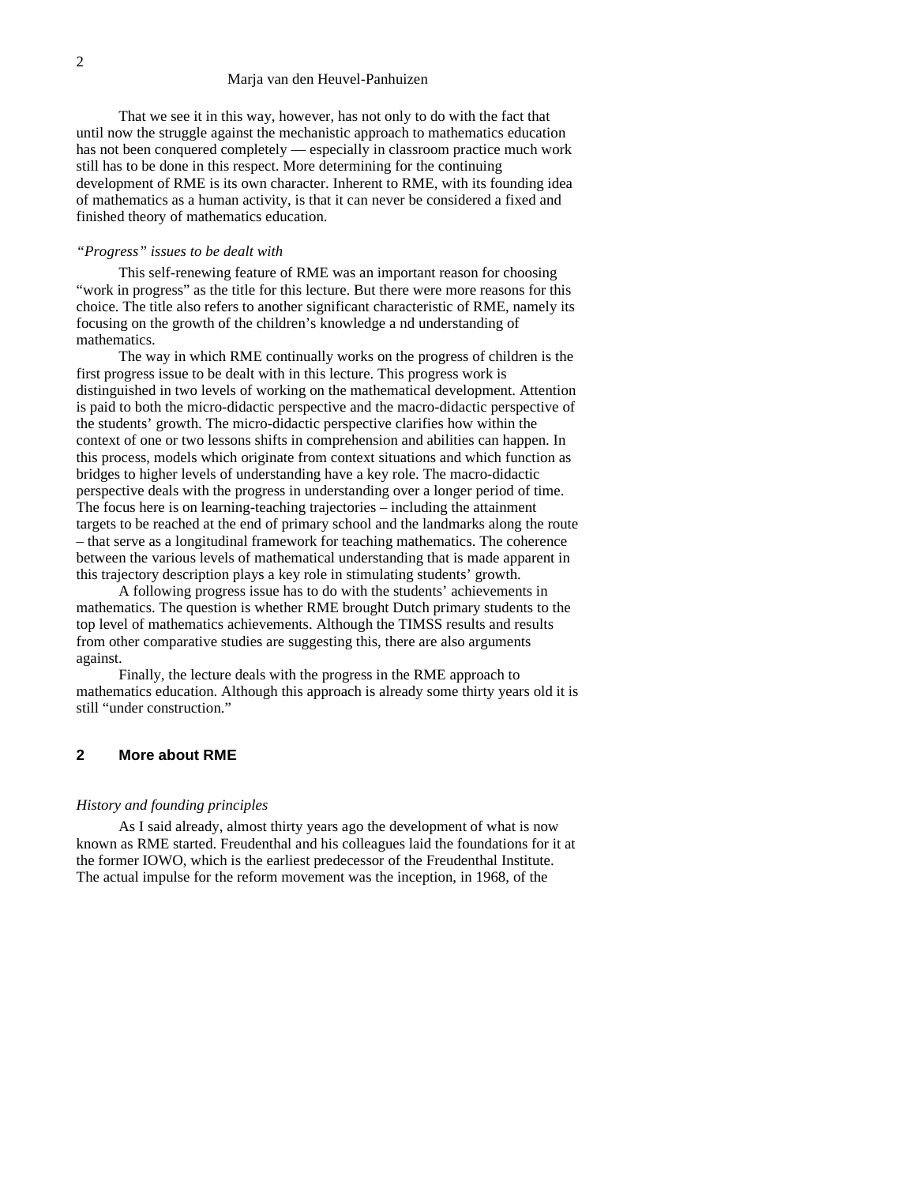That we see it in this way, however, has not only to do with the fact that until now the struggle against the mechanistic approach to mathematics education has not been conquered completely — especially in classroom practice much work still has to be done in this respect. More determining for the continuing development of RME is its own character. Inherent to RME, with its founding idea of mathematics as a human activity, is that it can never be considered a fixed and finished theory of mathematics education.

*“Progress” issues to be dealt with*

This self-renewing feature of RME was an important reason for choosing “work in progress” as the title for this lecture. But there were more reasons for this choice. The title also refers to another significant characteristic of RME, namely its focusing on the growth of the children’s knowledge a nd understanding of mathematics.

The way in which RME continually works on the progress of children is the first progress issue to be dealt with in this lecture. This progress work is distinguished in two levels of working on the mathematical development. Attention is paid to both the micro-didactic perspective and the macro-didactic perspective of the students’ growth. The micro-didactic perspective clarifies how within the context of one or two lessons shifts in comprehension and abilities can happen. In this process, models which originate from context situations and which function as bridges to higher levels of understanding have a key role. The macro-didactic perspective deals with the progress in understanding over a longer period of time. The focus here is on learning-teaching trajectories – including the attainment targets to be reached at the end of primary school and the landmarks along the route – that serve as a longitudinal framework for teaching mathematics. The coherence between the various levels of mathematical understanding that is made apparent in this trajectory description plays a key role in stimulating students’ growth.

A following progress issue has to do with the students’ achievements in mathematics. The question is whether RME brought Dutch primary students to the top level of mathematics achievements. Although the TIMSS results and results from other comparative studies are suggesting this, there are also arguments against.

Finally, the lecture deals with the progress in the RME approach to mathematics education. Although this approach is already some thirty years old it is still “under construction.”

## 2 More about RME

*History and founding principles*

As I said already, almost thirty years ago the development of what is now known as RME started. Freudenthal and his colleagues laid the foundations for it at the former IOWO, which is the earliest predecessor of the Freudenthal Institute. The actual impulse for the reform movement was the inception, in 1968, of the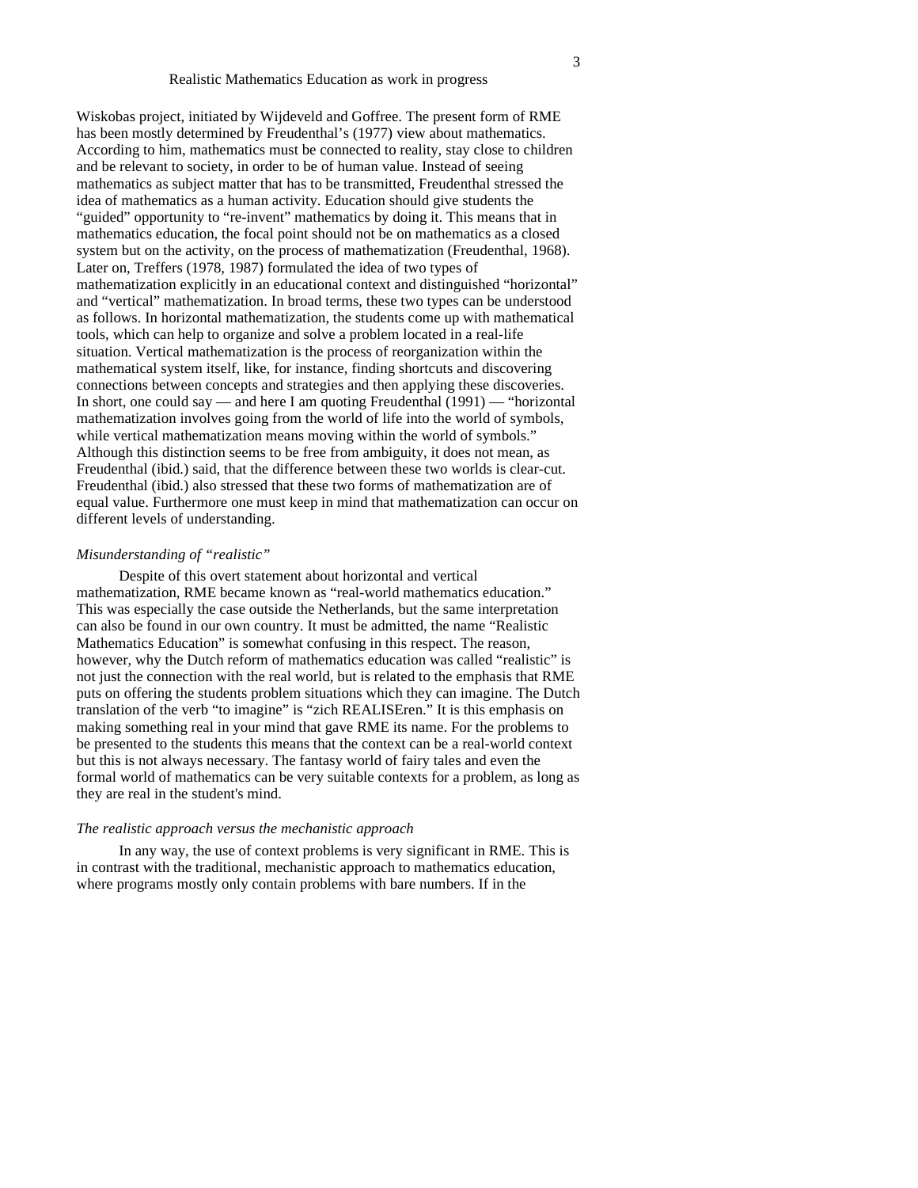Wiskobas project, initiated by Wijdeveld and Goffree. The present form of RME has been mostly determined by Freudenthal's (1977) view about mathematics. According to him, mathematics must be connected to reality, stay close to children and be relevant to society, in order to be of human value. Instead of seeing mathematics as subject matter that has to be transmitted, Freudenthal stressed the idea of mathematics as a human activity. Education should give students the "guided" opportunity to "re-invent" mathematics by doing it. This means that in mathematics education, the focal point should not be on mathematics as a closed system but on the activity, on the process of mathematization (Freudenthal, 1968). Later on, Treffers (1978, 1987) formulated the idea of two types of mathematization explicitly in an educational context and distinguished "horizontal" and "vertical" mathematization. In broad terms, these two types can be understood as follows. In horizontal mathematization, the students come up with mathematical tools, which can help to organize and solve a problem located in a real-life situation. Vertical mathematization is the process of reorganization within the mathematical system itself, like, for instance, finding shortcuts and discovering connections between concepts and strategies and then applying these discoveries. In short, one could say — and here I am quoting Freudenthal (1991) — "horizontal mathematization involves going from the world of life into the world of symbols, while vertical mathematization means moving within the world of symbols." Although this distinction seems to be free from ambiguity, it does not mean, as Freudenthal (ibid.) said, that the difference between these two worlds is clear-cut. Freudenthal (ibid.) also stressed that these two forms of mathematization are of equal value. Furthermore one must keep in mind that mathematization can occur on different levels of understanding.

*Misunderstanding of "realistic"*

Despite of this overt statement about horizontal and vertical mathematization, RME became known as "real-world mathematics education." This was especially the case outside the Netherlands, but the same interpretation can also be found in our own country. It must be admitted, the name "Realistic Mathematics Education" is somewhat confusing in this respect. The reason, however, why the Dutch reform of mathematics education was called "realistic" is not just the connection with the real world, but is related to the emphasis that RME puts on offering the students problem situations which they can imagine. The Dutch translation of the verb "to imagine" is "zich REALISEren." It is this emphasis on making something real in your mind that gave RME its name. For the problems to be presented to the students this means that the context can be a real-world context but this is not always necessary. The fantasy world of fairy tales and even the formal world of mathematics can be very suitable contexts for a problem, as long as they are real in the student's mind.

*The realistic approach versus the mechanistic approach*

In any way, the use of context problems is very significant in RME. This is in contrast with the traditional, mechanistic approach to mathematics education, where programs mostly only contain problems with bare numbers. If in the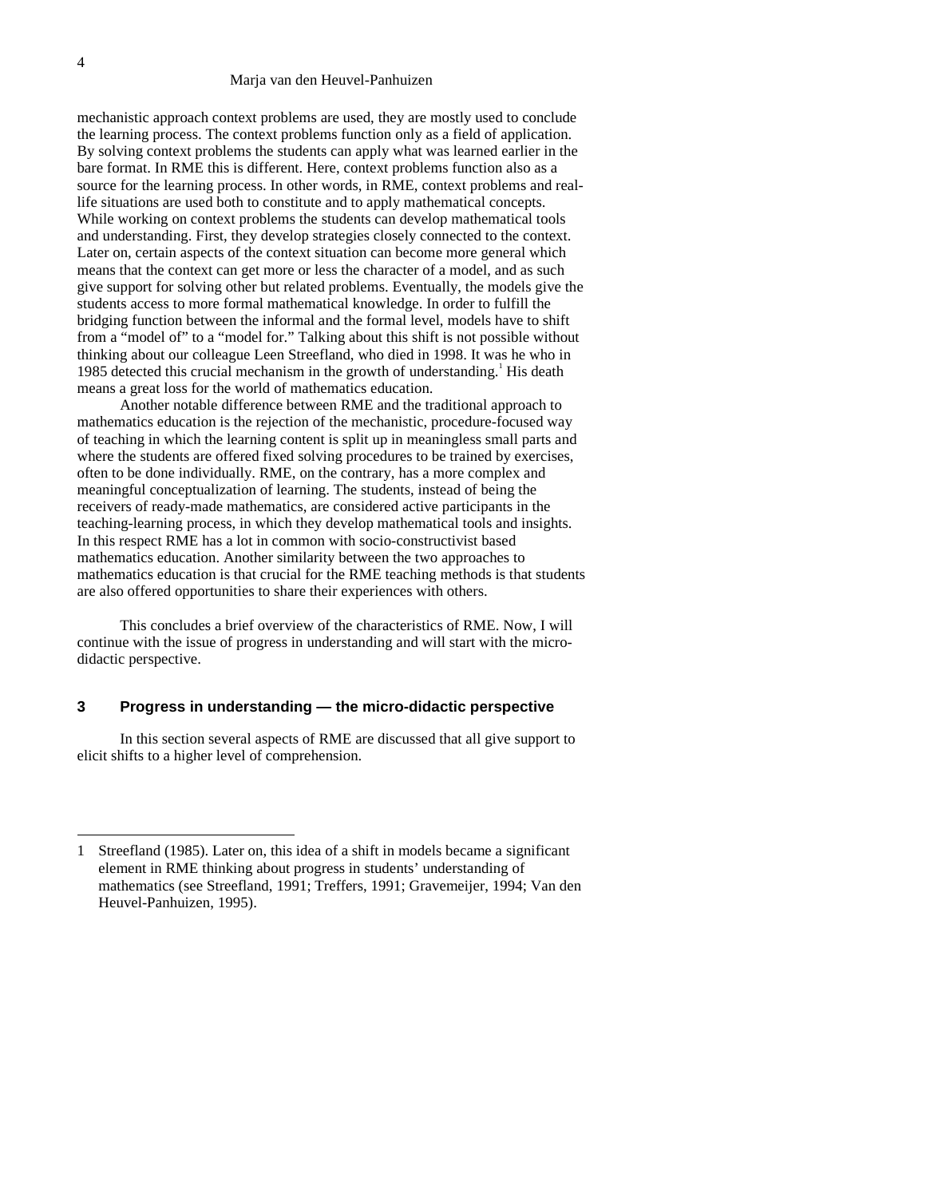mechanistic approach context problems are used, they are mostly used to conclude the learning process. The context problems function only as a field of application. By solving context problems the students can apply what was learned earlier in the bare format. In RME this is different. Here, context problems function also as a source for the learning process. In other words, in RME, context problems and real-life situations are used both to constitute and to apply mathematical concepts. While working on context problems the students can develop mathematical tools and understanding. First, they develop strategies closely connected to the context. Later on, certain aspects of the context situation can become more general which means that the context can get more or less the character of a model, and as such give support for solving other but related problems. Eventually, the models give the students access to more formal mathematical knowledge. In order to fulfill the bridging function between the informal and the formal level, models have to shift from a "model of" to a "model for." Talking about this shift is not possible without thinking about our colleague Leen Streefland, who died in 1998. It was he who in 1985 detected this crucial mechanism in the growth of understanding.[1] His death means a great loss for the world of mathematics education.

Another notable difference between RME and the traditional approach to mathematics education is the rejection of the mechanistic, procedure-focused way of teaching in which the learning content is split up in meaningless small parts and where the students are offered fixed solving procedures to be trained by exercises, often to be done individually. RME, on the contrary, has a more complex and meaningful conceptualization of learning. The students, instead of being the receivers of ready-made mathematics, are considered active participants in the teaching-learning process, in which they develop mathematical tools and insights. In this respect RME has a lot in common with socio-constructivist based mathematics education. Another similarity between the two approaches to mathematics education is that crucial for the RME teaching methods is that students are also offered opportunities to share their experiences with others.

This concludes a brief overview of the characteristics of RME. Now, I will continue with the issue of progress in understanding and will start with the micro-didactic perspective.

## 3 Progress in understanding — the micro-didactic perspective

In this section several aspects of RME are discussed that all give support to elicit shifts to a higher level of comprehension.

---

1 Streefland (1985). Later on, this idea of a shift in models became a significant element in RME thinking about progress in students' understanding of mathematics (see Streefland, 1991; Treffers, 1991; Gravemeijer, 1994; Van den Heuvel-Panhuizen, 1995).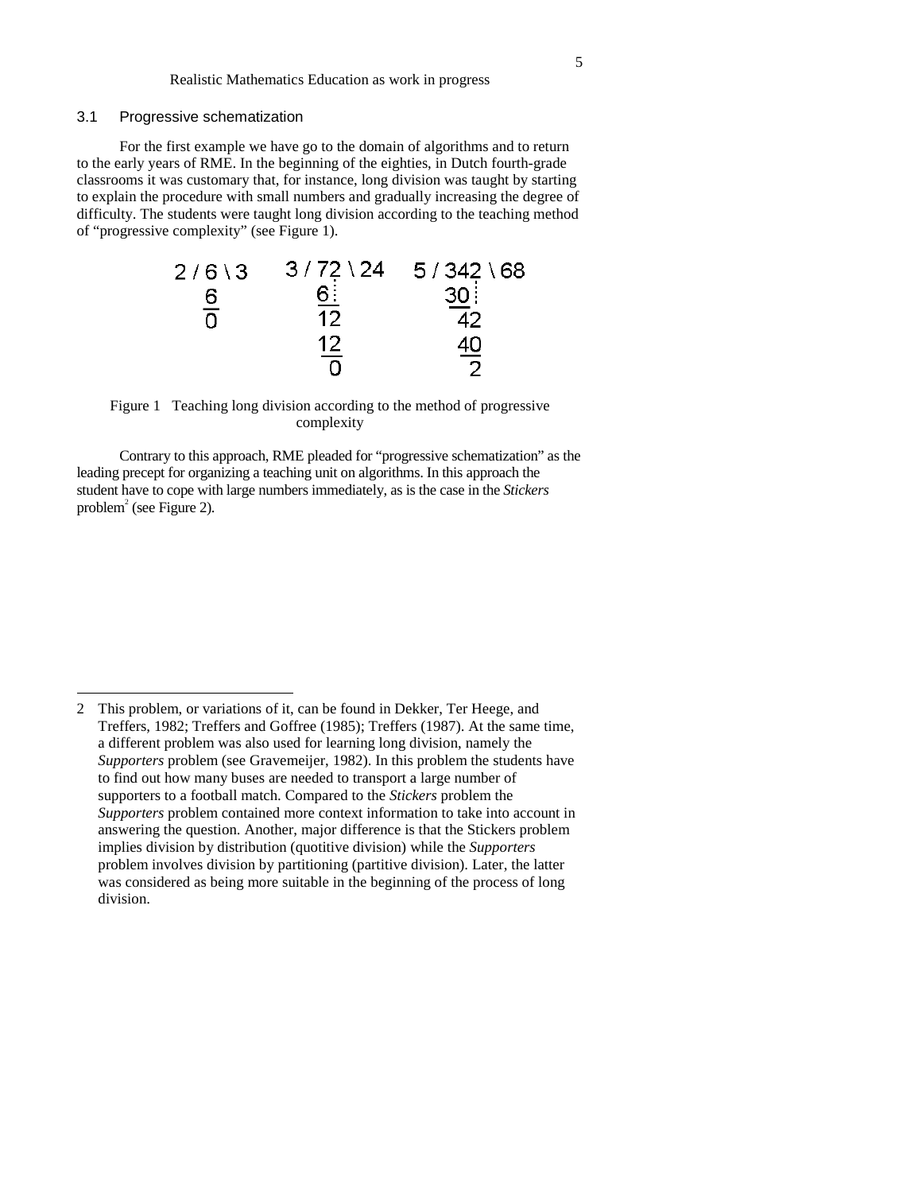### 3.1 Progressive schematization

For the first example we have go to the domain of algorithms and to return to the early years of RME. In the beginning of the eighties, in Dutch fourth-grade classrooms it was customary that, for instance, long division was taught by starting to explain the procedure with small numbers and gradually increasing the degree of difficulty. The students were taught long division according to the teaching method of "progressive complexity" (see Figure 1).

```
2 / 6 \ 3      3 / 72 \ 24      5 / 342 \ 68
    6              6                30
    -              -                --
    0              12                42
                   12                40
                   --                --
                    0                 2
```

Figure 1 Teaching long division according to the method of progressive complexity

Contrary to this approach, RME pleaded for "progressive schematization" as the leading precept for organizing a teaching unit on algorithms. In this approach the student have to cope with large numbers immediately, as is the case in the *Stickers* problem[2] (see Figure 2).

---

2 This problem, or variations of it, can be found in Dekker, Ter Heege, and Treffers, 1982; Treffers and Goffree (1985); Treffers (1987). At the same time, a different problem was also used for learning long division, namely the *Supporters* problem (see Gravemeijer, 1982). In this problem the students have to find out how many buses are needed to transport a large number of supporters to a football match. Compared to the *Stickers* problem the *Supporters* problem contained more context information to take into account in answering the question. Another, major difference is that the Stickers problem implies division by distribution (quotitive division) while the *Supporters* problem involves division by partitioning (partitive division). Later, the latter was considered as being more suitable in the beginning of the process of long division.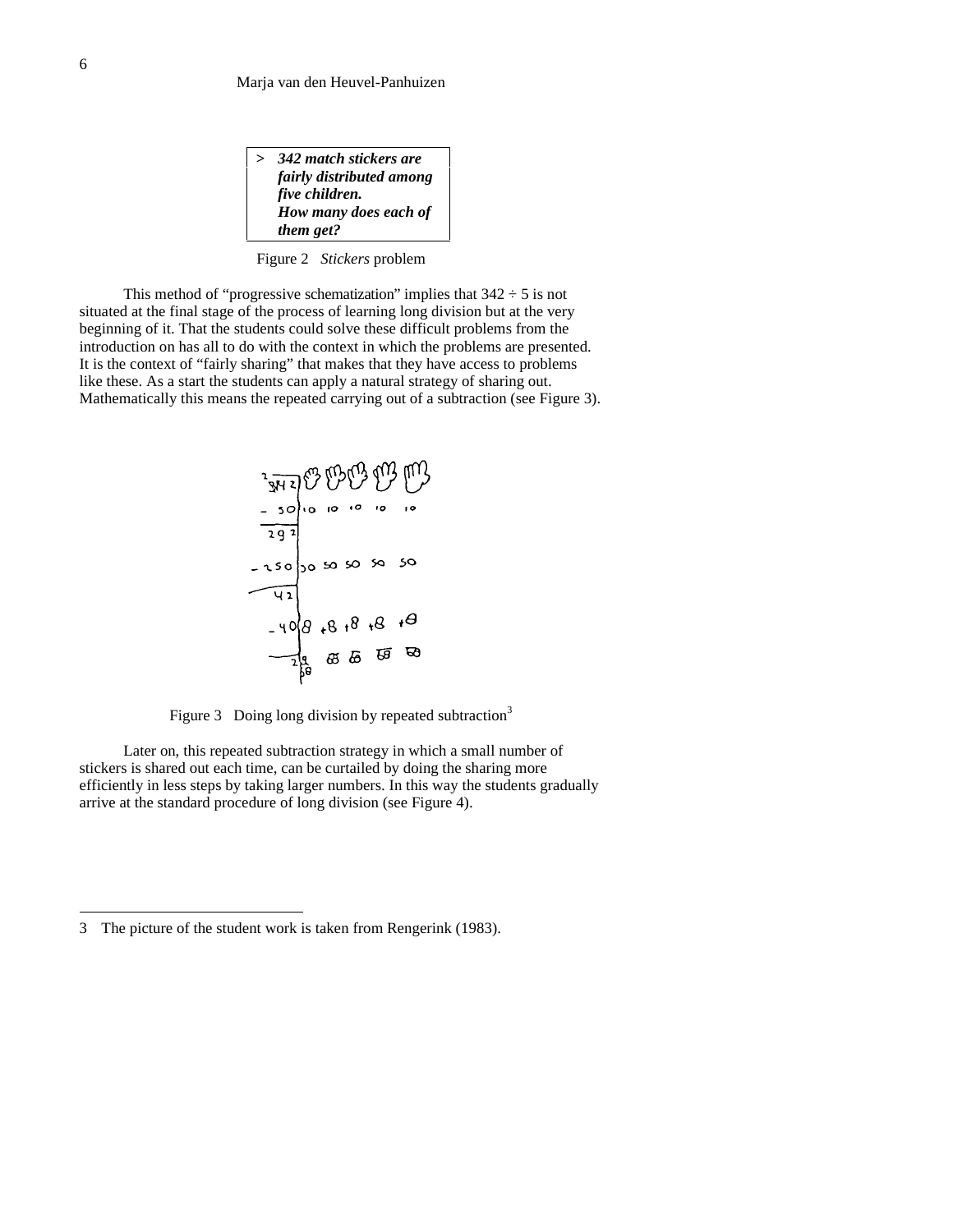> ***342 match stickers are fairly distributed among five children. How many does each of them get?***

Figure 2 *Stickers* problem

This method of "progressive schematization" implies that 342 ÷ 5 is not situated at the final stage of the process of learning long division but at the very beginning of it. That the students could solve these difficult problems from the introduction on has all to do with the context in which the problems are presented. It is the context of "fairly sharing" that makes that they have access to problems like these. As a start the students can apply a natural strategy of sharing out. Mathematically this means the repeated carrying out of a subtraction (see Figure 3).

Figure 3 Doing long division by repeated subtraction[3]

Later on, this repeated subtraction strategy in which a small number of stickers is shared out each time, can be curtailed by doing the sharing more efficiently in less steps by taking larger numbers. In this way the students gradually arrive at the standard procedure of long division (see Figure 4).

---

3 The picture of the student work is taken from Rengerink (1983).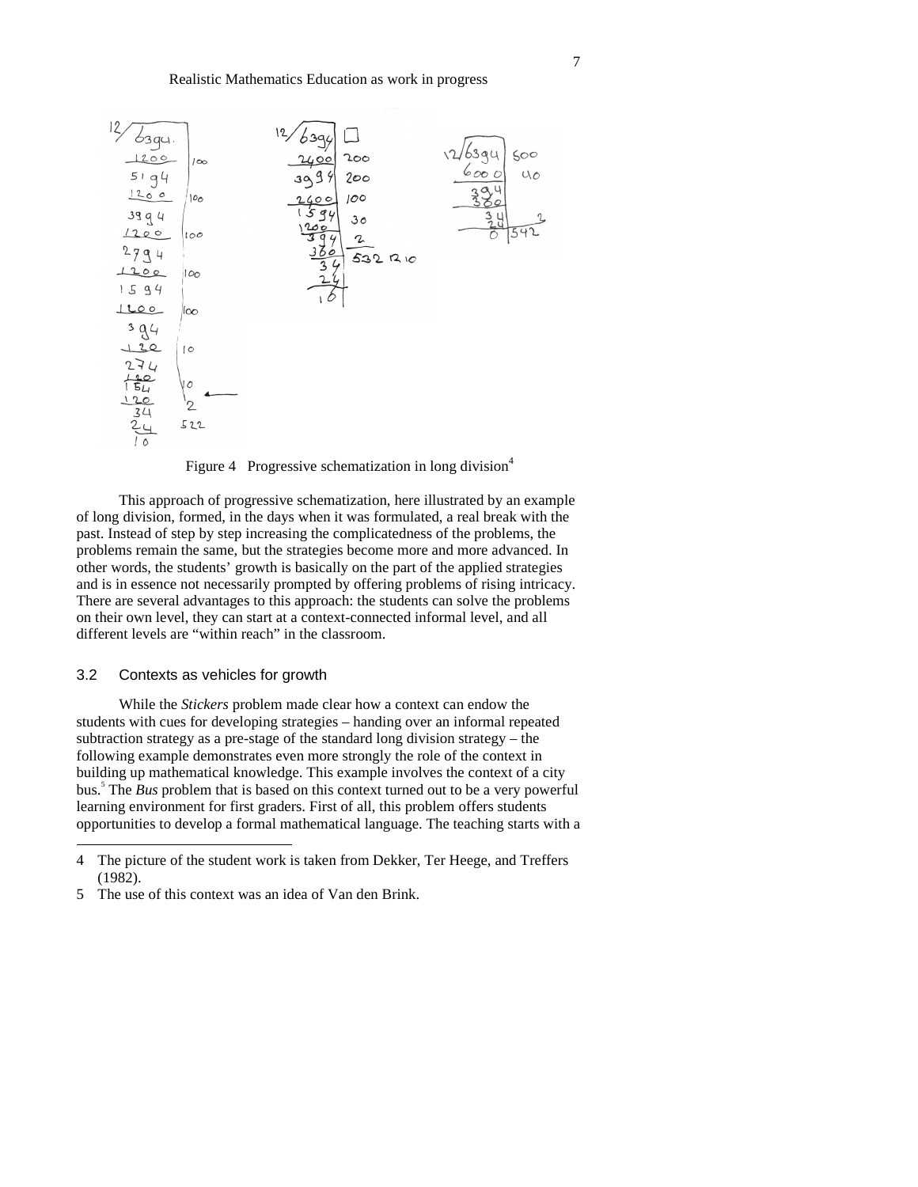Figure 4 Progressive schematization in long division[4]

This approach of progressive schematization, here illustrated by an example of long division, formed, in the days when it was formulated, a real break with the past. Instead of step by step increasing the complicatedness of the problems, the problems remain the same, but the strategies become more and more advanced. In other words, the students' growth is basically on the part of the applied strategies and is in essence not necessarily prompted by offering problems of rising intricacy. There are several advantages to this approach: the students can solve the problems on their own level, they can start at a context-connected informal level, and all different levels are "within reach" in the classroom.

### 3.2 Contexts as vehicles for growth

While the *Stickers* problem made clear how a context can endow the students with cues for developing strategies – handing over an informal repeated subtraction strategy as a pre-stage of the standard long division strategy – the following example demonstrates even more strongly the role of the context in building up mathematical knowledge. This example involves the context of a city bus.[5] The *Bus* problem that is based on this context turned out to be a very powerful learning environment for first graders. First of all, this problem offers students opportunities to develop a formal mathematical language. The teaching starts with a

---

4 The picture of the student work is taken from Dekker, Ter Heege, and Treffers (1982).

5 The use of this context was an idea of Van den Brink.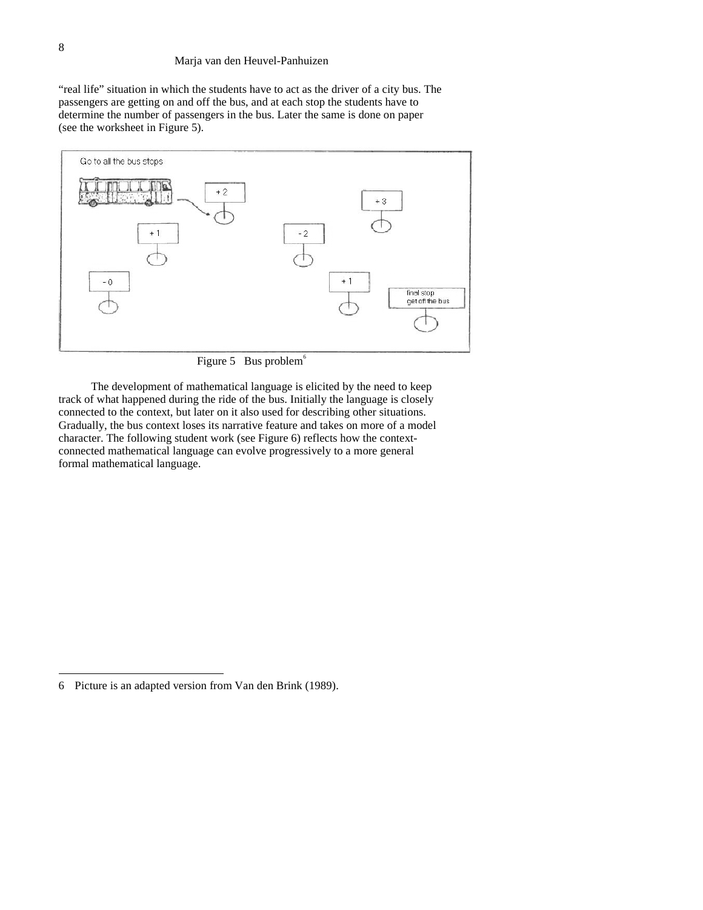"real life" situation in which the students have to act as the driver of a city bus. The passengers are getting on and off the bus, and at each stop the students have to determine the number of passengers in the bus. Later the same is done on paper (see the worksheet in Figure 5).

Figure 5 Bus problem[6]

The development of mathematical language is elicited by the need to keep track of what happened during the ride of the bus. Initially the language is closely connected to the context, but later on it also used for describing other situations. Gradually, the bus context loses its narrative feature and takes on more of a model character. The following student work (see Figure 6) reflects how the context-connected mathematical language can evolve progressively to a more general formal mathematical language.

---

6 Picture is an adapted version from Van den Brink (1989).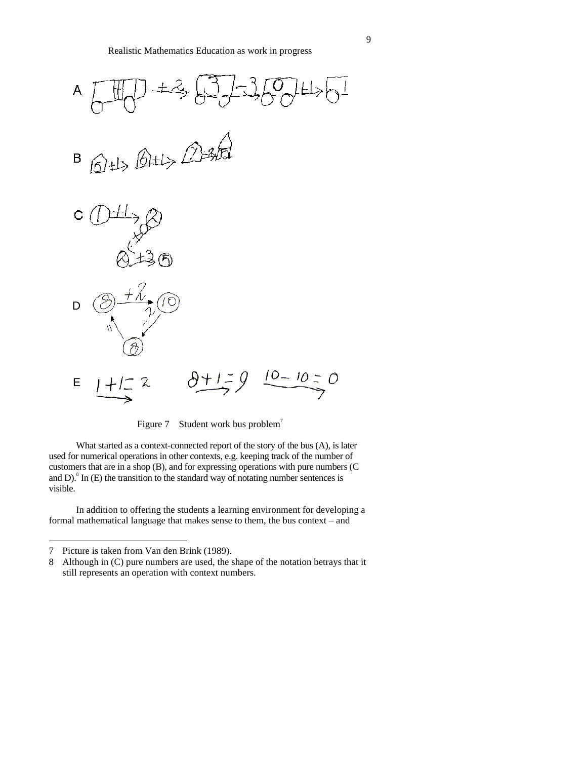Figure 7 Student work bus problem[7]

What started as a context-connected report of the story of the bus (A), is later used for numerical operations in other contexts, e.g. keeping track of the number of customers that are in a shop (B), and for expressing operations with pure numbers (C and D).[8] In (E) the transition to the standard way of notating number sentences is visible.

In addition to offering the students a learning environment for developing a formal mathematical language that makes sense to them, the bus context – and

---

7 Picture is taken from Van den Brink (1989).

8 Although in (C) pure numbers are used, the shape of the notation betrays that it still represents an operation with context numbers.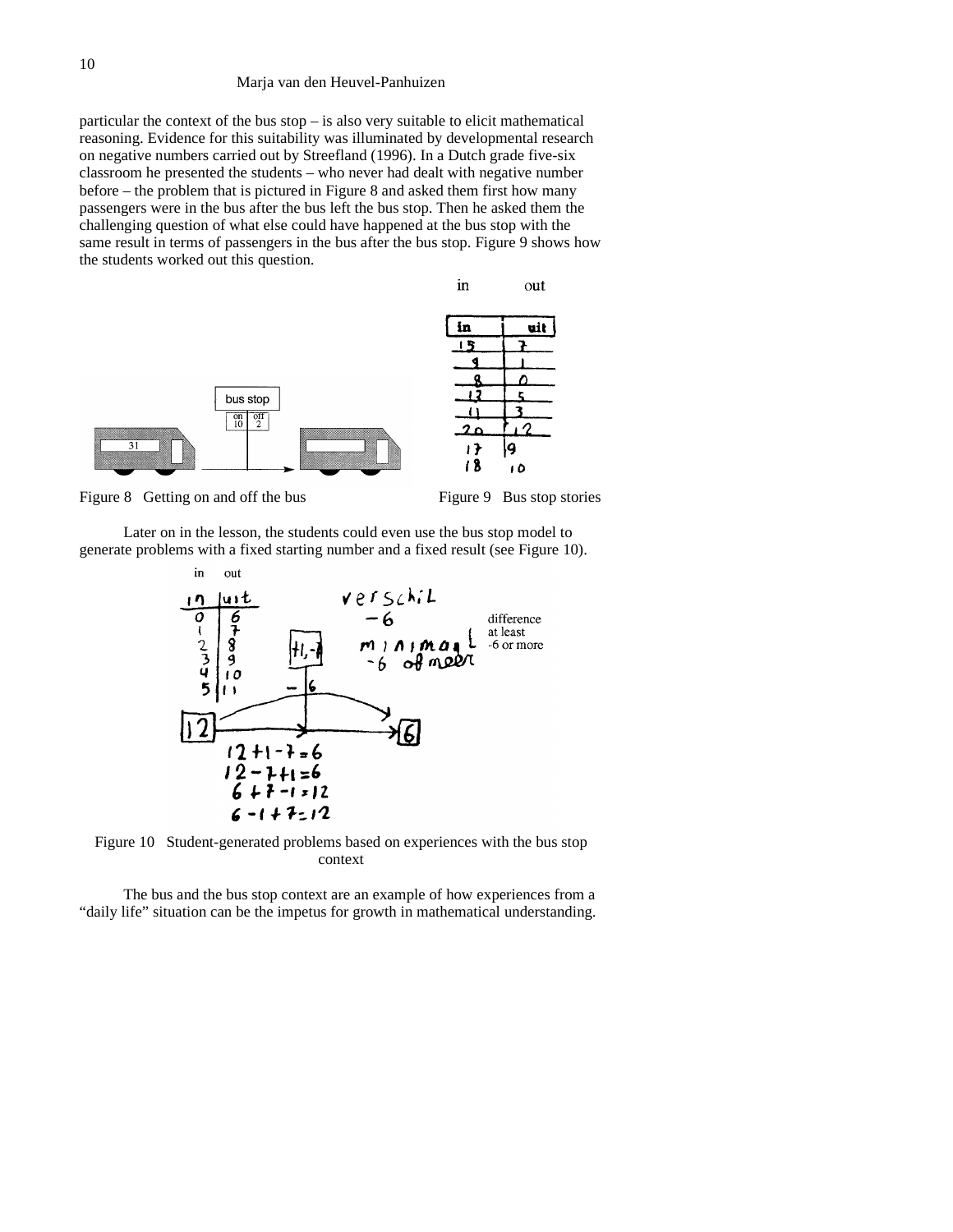particular the context of the bus stop – is also very suitable to elicit mathematical reasoning. Evidence for this suitability was illuminated by developmental research on negative numbers carried out by Streefland (1996). In a Dutch grade five-six classroom he presented the students – who never had dealt with negative number before – the problem that is pictured in Figure 8 and asked them first how many passengers were in the bus after the bus left the bus stop. Then he asked them the challenging question of what else could have happened at the bus stop with the same result in terms of passengers in the bus after the bus stop. Figure 9 shows how the students worked out this question.

Figure 8 Getting on and off the bus

| in | out |
|---|---|
| 15 | 7 |
| 9 | 1 |
| 8 | 0 |
| 13 | 5 |
| 11 | 3 |
| 20 | 12 |
| 17 | 9 |
| 18 | 10 |

Figure 9 Bus stop stories

Later on in the lesson, the students could even use the bus stop model to generate problems with a fixed starting number and a fixed result (see Figure 10).

| in | out |
|---|---|
| 0 | 6 |
| 1 | 7 |
| 2 | 8 |
| 3 | 9 |
| 4 | 10 |
| 5 | 11 |

verschil −6 (difference)

minimaal −6 of meer (at least −6 or more)

$12 + 1 - 7 = 6$
$12 - 7 + 1 = 6$
$6 + 7 - 1 = 12$
$6 - 1 + 7 = 12$

Figure 10 Student-generated problems based on experiences with the bus stop context

The bus and the bus stop context are an example of how experiences from a "daily life" situation can be the impetus for growth in mathematical understanding.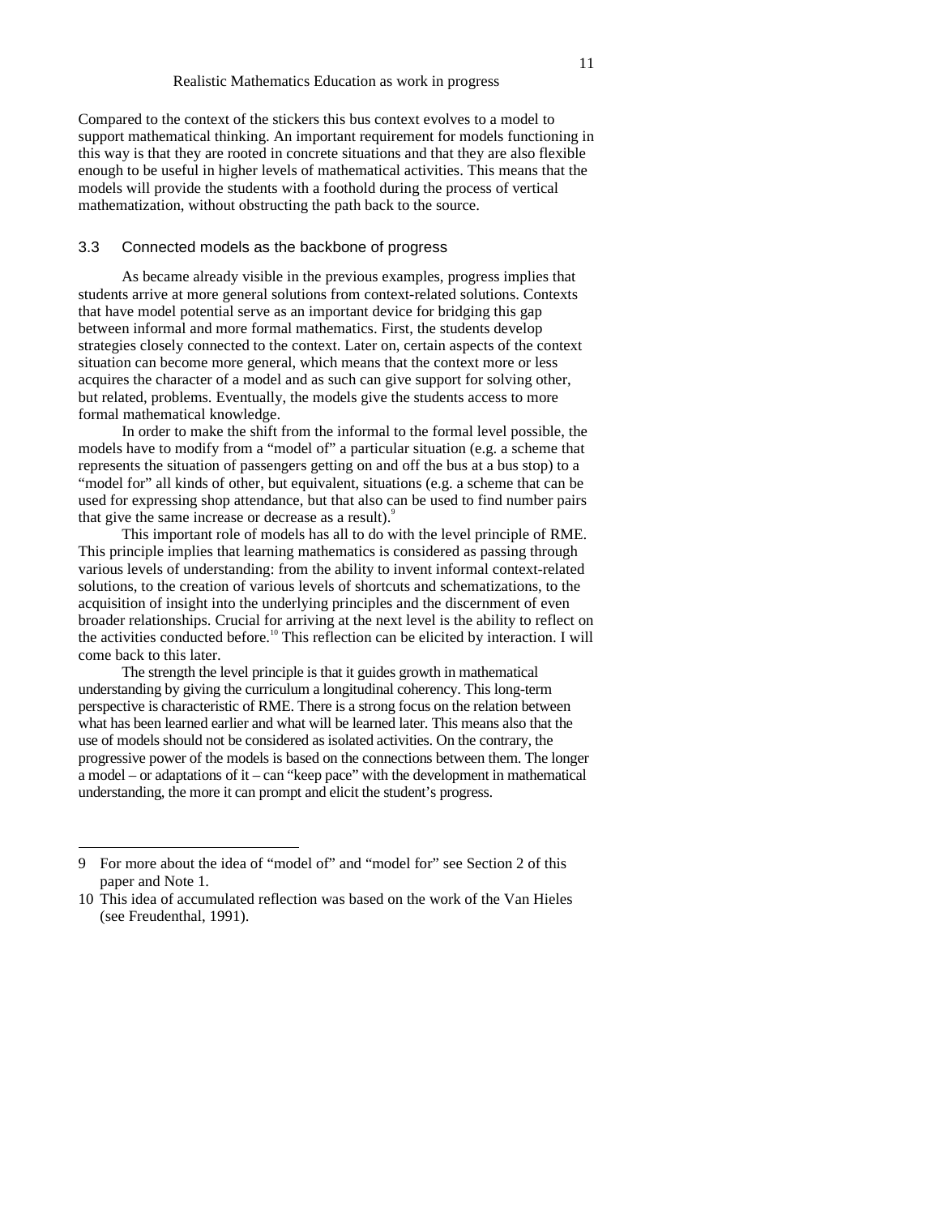Compared to the context of the stickers this bus context evolves to a model to support mathematical thinking. An important requirement for models functioning in this way is that they are rooted in concrete situations and that they are also flexible enough to be useful in higher levels of mathematical activities. This means that the models will provide the students with a foothold during the process of vertical mathematization, without obstructing the path back to the source.

### 3.3 Connected models as the backbone of progress

As became already visible in the previous examples, progress implies that students arrive at more general solutions from context-related solutions. Contexts that have model potential serve as an important device for bridging this gap between informal and more formal mathematics. First, the students develop strategies closely connected to the context. Later on, certain aspects of the context situation can become more general, which means that the context more or less acquires the character of a model and as such can give support for solving other, but related, problems. Eventually, the models give the students access to more formal mathematical knowledge.

In order to make the shift from the informal to the formal level possible, the models have to modify from a "model of" a particular situation (e.g. a scheme that represents the situation of passengers getting on and off the bus at a bus stop) to a "model for" all kinds of other, but equivalent, situations (e.g. a scheme that can be used for expressing shop attendance, but that also can be used to find number pairs that give the same increase or decrease as a result).[9]

This important role of models has all to do with the level principle of RME. This principle implies that learning mathematics is considered as passing through various levels of understanding: from the ability to invent informal context-related solutions, to the creation of various levels of shortcuts and schematizations, to the acquisition of insight into the underlying principles and the discernment of even broader relationships. Crucial for arriving at the next level is the ability to reflect on the activities conducted before.[10] This reflection can be elicited by interaction. I will come back to this later.

The strength the level principle is that it guides growth in mathematical understanding by giving the curriculum a longitudinal coherency. This long-term perspective is characteristic of RME. There is a strong focus on the relation between what has been learned earlier and what will be learned later. This means also that the use of models should not be considered as isolated activities. On the contrary, the progressive power of the models is based on the connections between them. The longer a model – or adaptations of it – can "keep pace" with the development in mathematical understanding, the more it can prompt and elicit the student's progress.

---

9 For more about the idea of "model of" and "model for" see Section 2 of this paper and Note 1.

10 This idea of accumulated reflection was based on the work of the Van Hieles (see Freudenthal, 1991).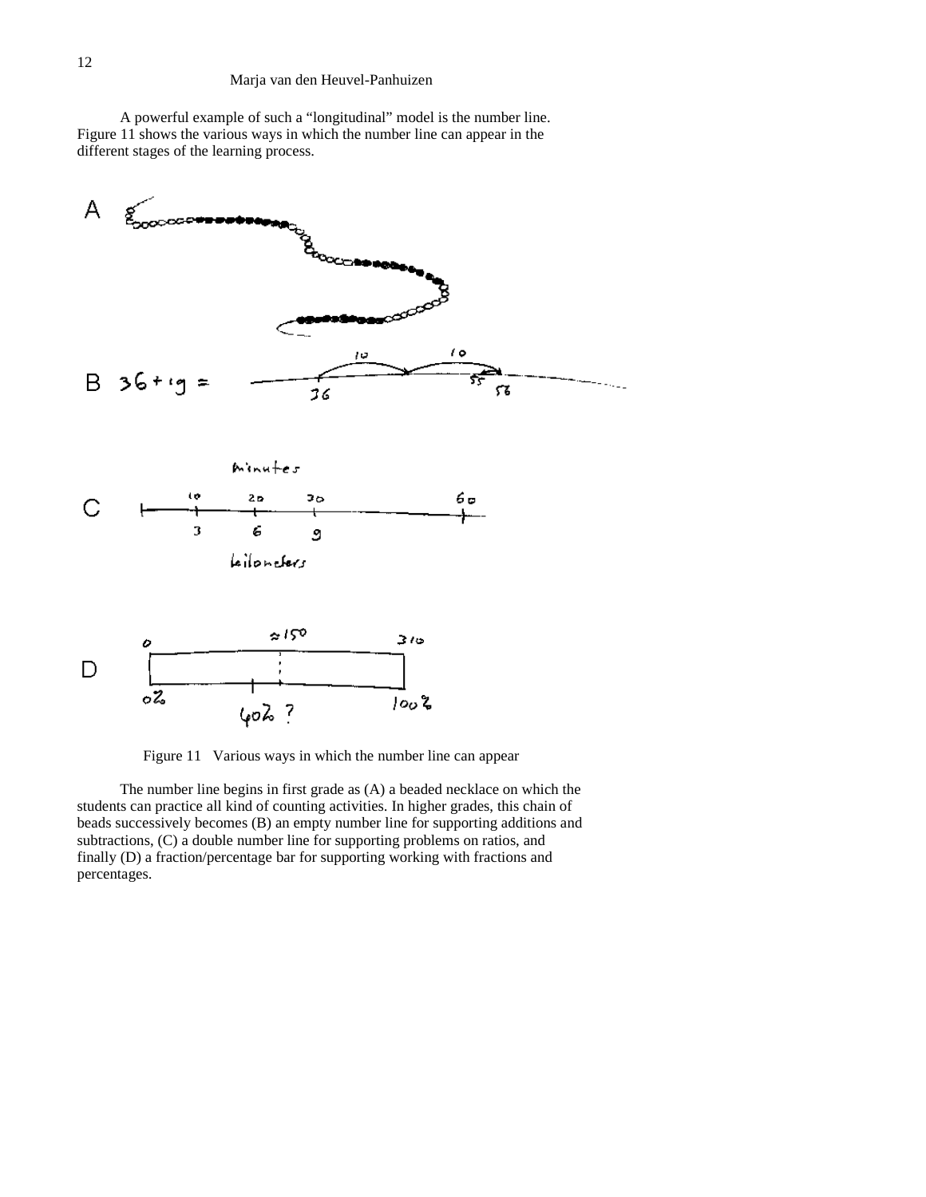A powerful example of such a "longitudinal" model is the number line. Figure 11 shows the various ways in which the number line can appear in the different stages of the learning process.

Figure 11 Various ways in which the number line can appear

The number line begins in first grade as (A) a beaded necklace on which the students can practice all kind of counting activities. In higher grades, this chain of beads successively becomes (B) an empty number line for supporting additions and subtractions, (C) a double number line for supporting problems on ratios, and finally (D) a fraction/percentage bar for supporting working with fractions and percentages.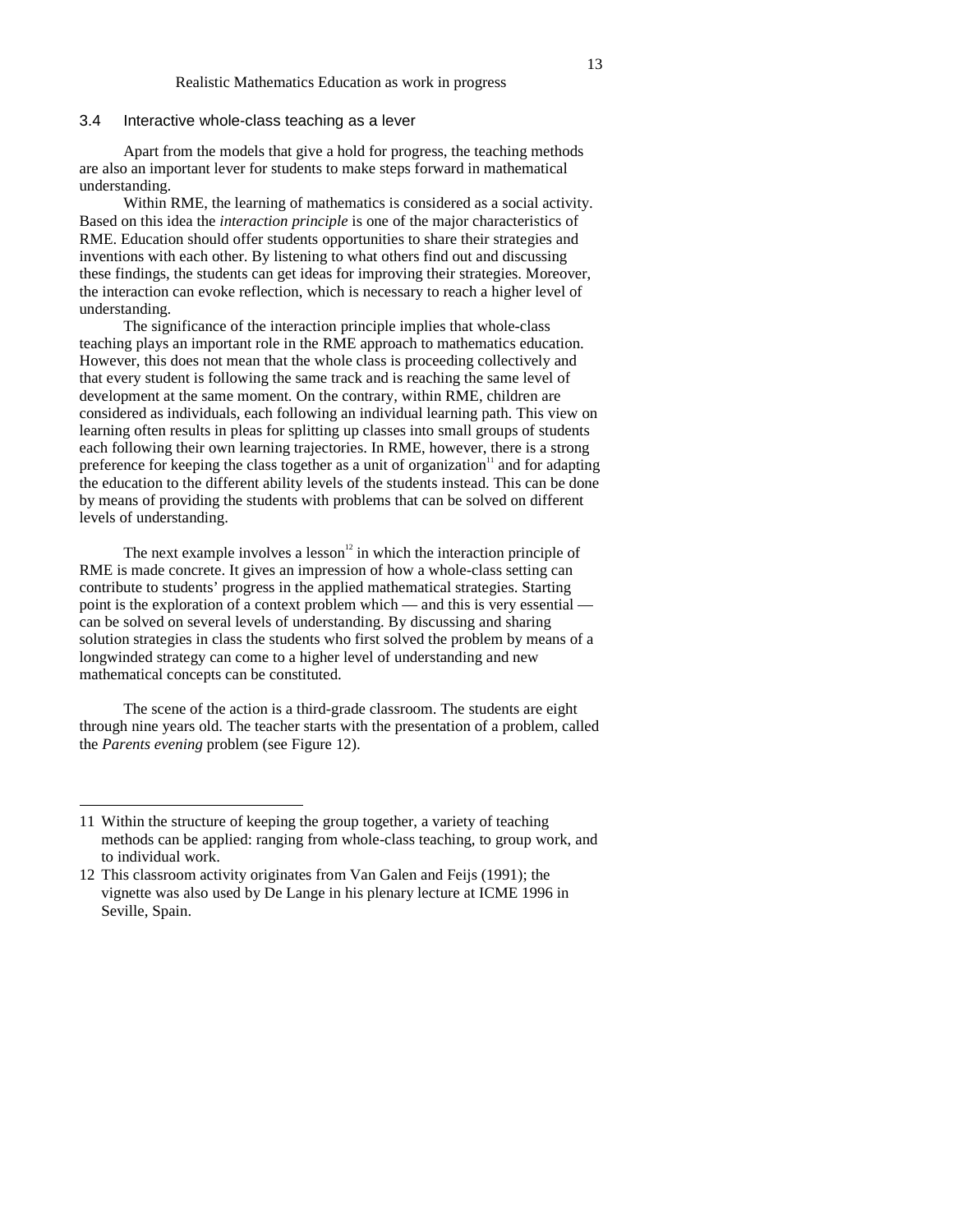### 3.4 Interactive whole-class teaching as a lever

Apart from the models that give a hold for progress, the teaching methods are also an important lever for students to make steps forward in mathematical understanding.

Within RME, the learning of mathematics is considered as a social activity. Based on this idea the *interaction principle* is one of the major characteristics of RME. Education should offer students opportunities to share their strategies and inventions with each other. By listening to what others find out and discussing these findings, the students can get ideas for improving their strategies. Moreover, the interaction can evoke reflection, which is necessary to reach a higher level of understanding.

The significance of the interaction principle implies that whole-class teaching plays an important role in the RME approach to mathematics education. However, this does not mean that the whole class is proceeding collectively and that every student is following the same track and is reaching the same level of development at the same moment. On the contrary, within RME, children are considered as individuals, each following an individual learning path. This view on learning often results in pleas for splitting up classes into small groups of students each following their own learning trajectories. In RME, however, there is a strong preference for keeping the class together as a unit of organization[11] and for adapting the education to the different ability levels of the students instead. This can be done by means of providing the students with problems that can be solved on different levels of understanding.

The next example involves a lesson[12] in which the interaction principle of RME is made concrete. It gives an impression of how a whole-class setting can contribute to students' progress in the applied mathematical strategies. Starting point is the exploration of a context problem which — and this is very essential — can be solved on several levels of understanding. By discussing and sharing solution strategies in class the students who first solved the problem by means of a longwinded strategy can come to a higher level of understanding and new mathematical concepts can be constituted.

The scene of the action is a third-grade classroom. The students are eight through nine years old. The teacher starts with the presentation of a problem, called the *Parents evening* problem (see Figure 12).

---

11 Within the structure of keeping the group together, a variety of teaching methods can be applied: ranging from whole-class teaching, to group work, and to individual work.

12 This classroom activity originates from Van Galen and Feijs (1991); the vignette was also used by De Lange in his plenary lecture at ICME 1996 in Seville, Spain.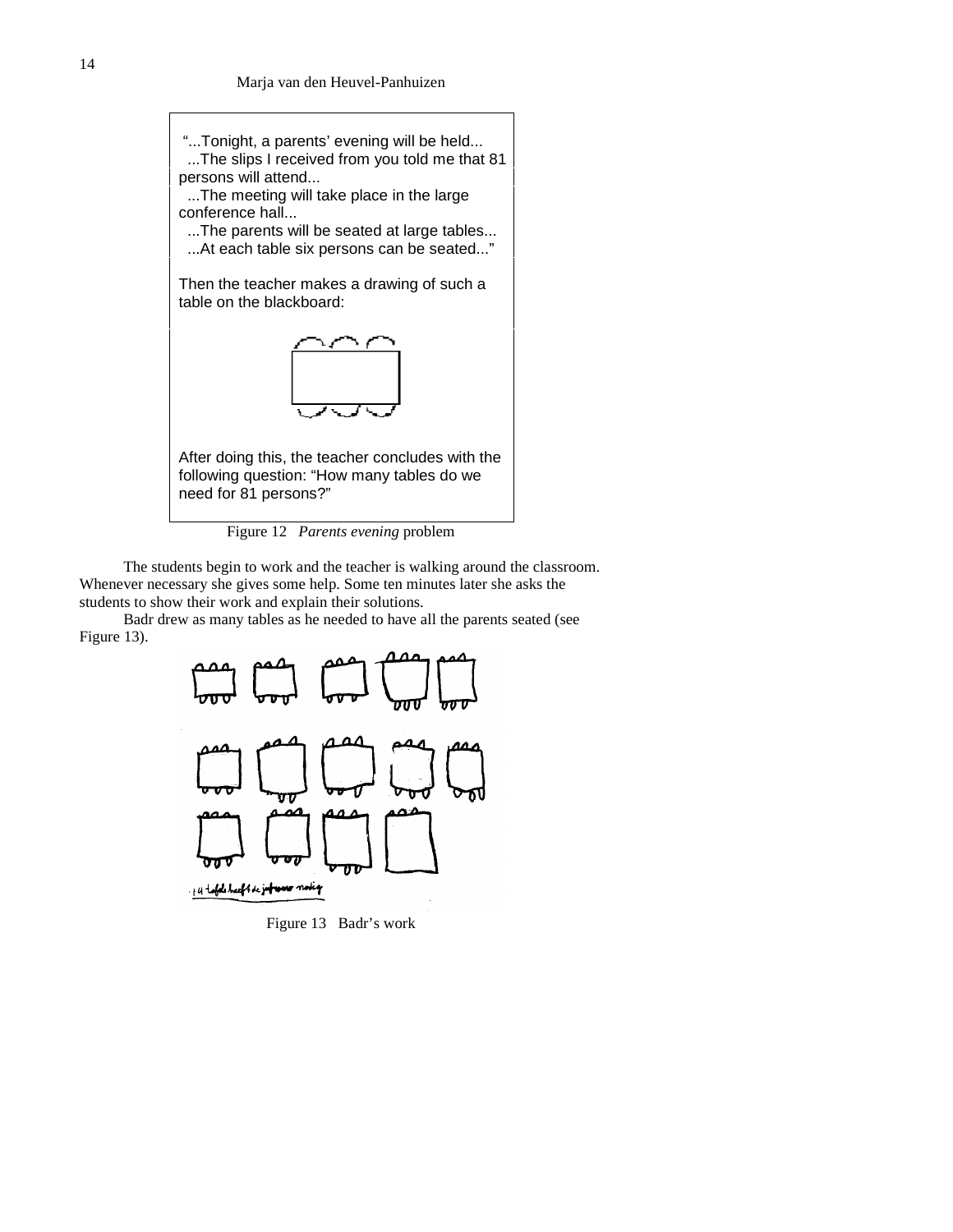"...Tonight, a parents' evening will be held...
...The slips I received from you told me that 81 persons will attend...
...The meeting will take place in the large conference hall...
...The parents will be seated at large tables...
...At each table six persons can be seated..."

Then the teacher makes a drawing of such a table on the blackboard:

After doing this, the teacher concludes with the following question: "How many tables do we need for 81 persons?"

Figure 12 *Parents evening* problem

The students begin to work and the teacher is walking around the classroom. Whenever necessary she gives some help. Some ten minutes later she asks the students to show their work and explain their solutions.

Badr drew as many tables as he needed to have all the parents seated (see Figure 13).

Figure 13 Badr's work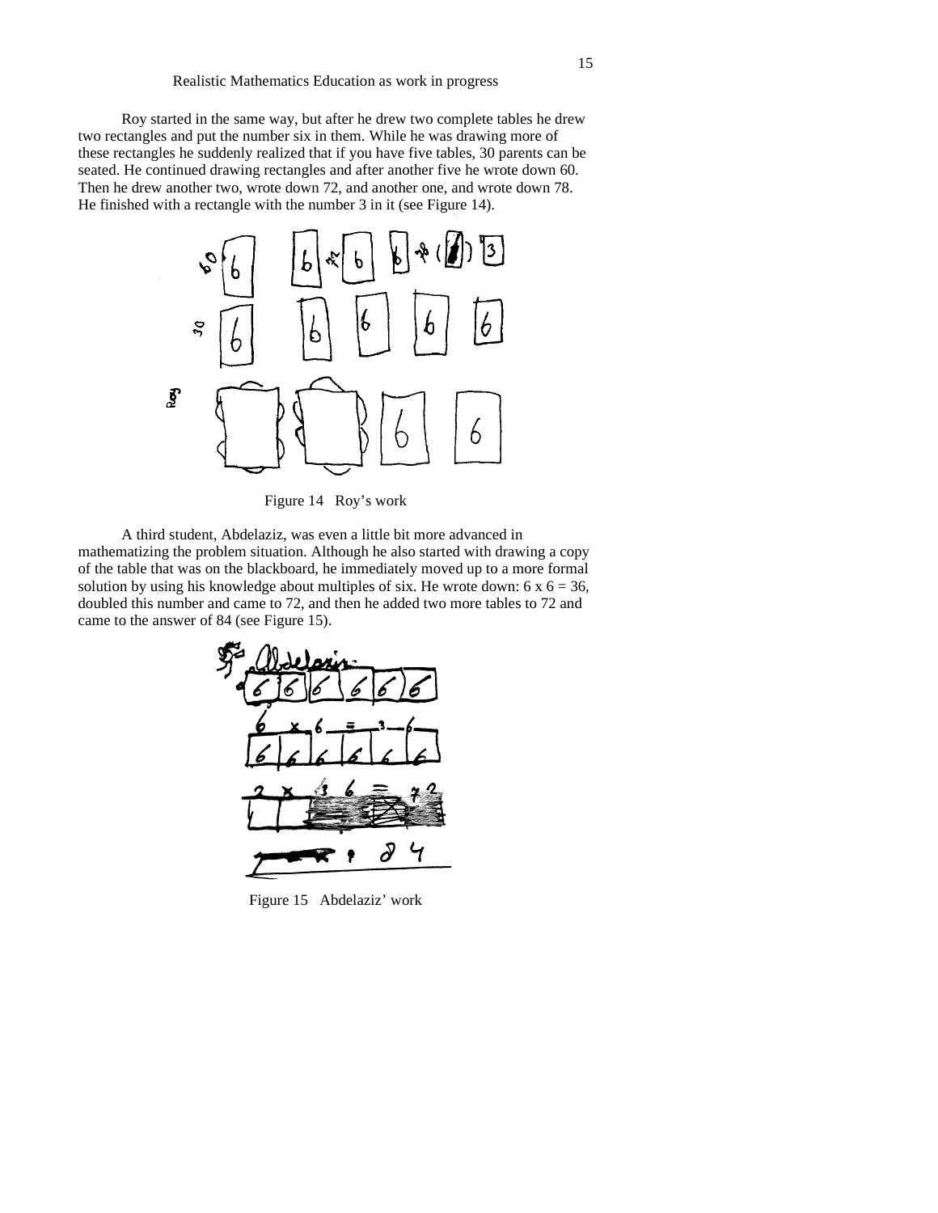Roy started in the same way, but after he drew two complete tables he drew two rectangles and put the number six in them. While he was drawing more of these rectangles he suddenly realized that if you have five tables, 30 parents can be seated. He continued drawing rectangles and after another five he wrote down 60. Then he drew another two, wrote down 72, and another one, and wrote down 78. He finished with a rectangle with the number 3 in it (see Figure 14).

Figure 14 Roy's work

A third student, Abdelaziz, was even a little bit more advanced in mathematizing the problem situation. Although he also started with drawing a copy of the table that was on the blackboard, he immediately moved up to a more formal solution by using his knowledge about multiples of six. He wrote down: 6 x 6 = 36, doubled this number and came to 72, and then he added two more tables to 72 and came to the answer of 84 (see Figure 15).

Figure 15 Abdelaziz' work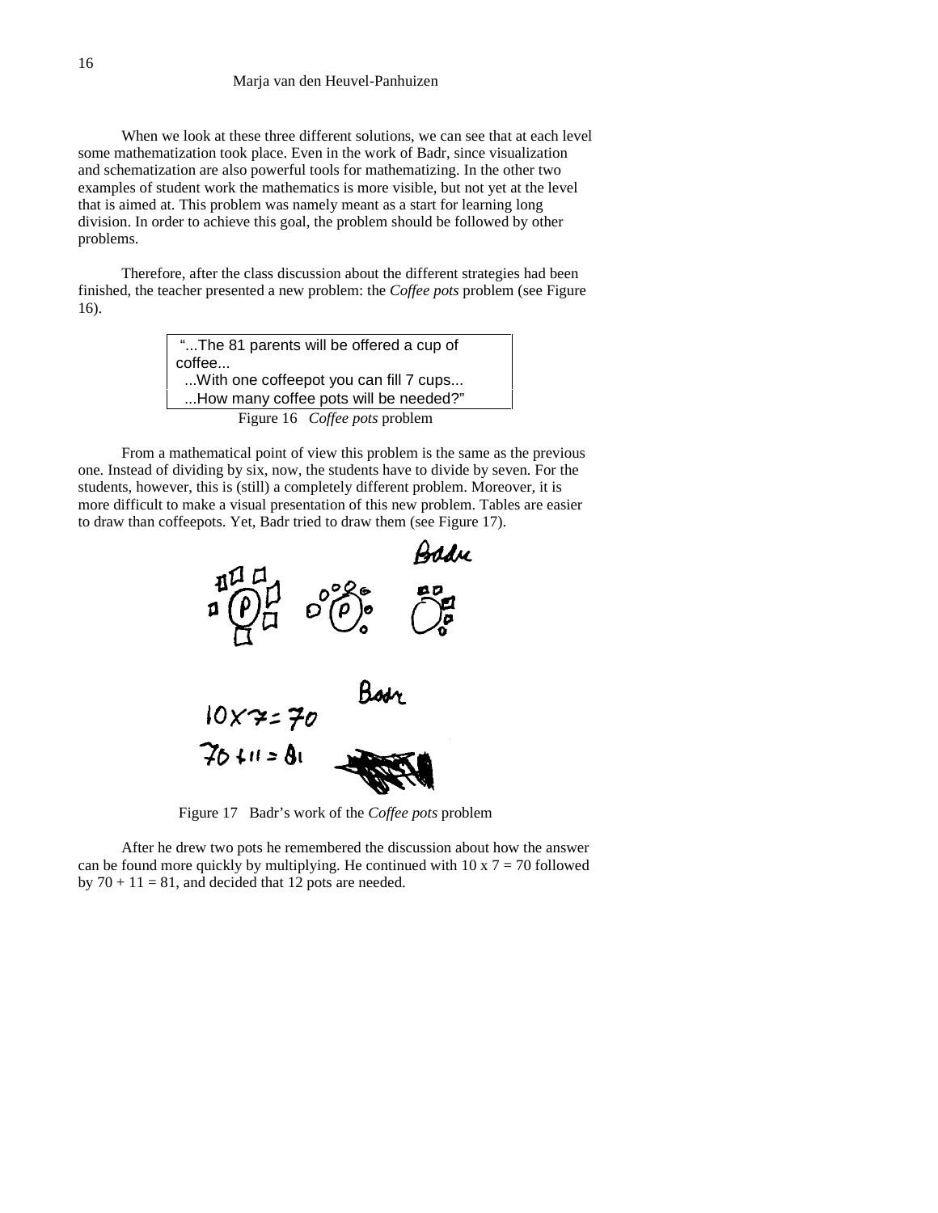When we look at these three different solutions, we can see that at each level some mathematization took place. Even in the work of Badr, since visualization and schematization are also powerful tools for mathematizing. In the other two examples of student work the mathematics is more visible, but not yet at the level that is aimed at. This problem was namely meant as a start for learning long division. In order to achieve this goal, the problem should be followed by other problems.

Therefore, after the class discussion about the different strategies had been finished, the teacher presented a new problem: the *Coffee pots* problem (see Figure 16).

> "...The 81 parents will be offered a cup of coffee...
> ...With one coffeepot you can fill 7 cups...
> ...How many coffee pots will be needed?"

Figure 16 *Coffee pots* problem

From a mathematical point of view this problem is the same as the previous one. Instead of dividing by six, now, the students have to divide by seven. For the students, however, this is (still) a completely different problem. Moreover, it is more difficult to make a visual presentation of this new problem. Tables are easier to draw than coffeepots. Yet, Badr tried to draw them (see Figure 17).

Figure 17 Badr's work of the *Coffee pots* problem

After he drew two pots he remembered the discussion about how the answer can be found more quickly by multiplying. He continued with $10 \times 7 = 70$ followed by $70 + 11 = 81$, and decided that 12 pots are needed.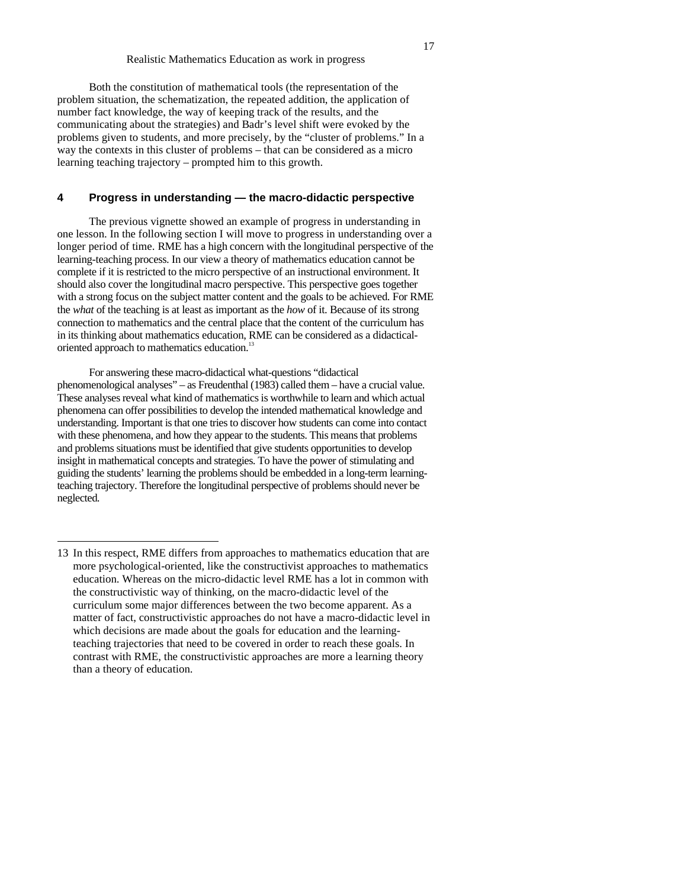Both the constitution of mathematical tools (the representation of the problem situation, the schematization, the repeated addition, the application of number fact knowledge, the way of keeping track of the results, and the communicating about the strategies) and Badr's level shift were evoked by the problems given to students, and more precisely, by the "cluster of problems." In a way the contexts in this cluster of problems – that can be considered as a micro learning teaching trajectory – prompted him to this growth.

## 4 Progress in understanding — the macro-didactic perspective

The previous vignette showed an example of progress in understanding in one lesson. In the following section I will move to progress in understanding over a longer period of time. RME has a high concern with the longitudinal perspective of the learning-teaching process. In our view a theory of mathematics education cannot be complete if it is restricted to the micro perspective of an instructional environment. It should also cover the longitudinal macro perspective. This perspective goes together with a strong focus on the subject matter content and the goals to be achieved. For RME the *what* of the teaching is at least as important as the *how* of it. Because of its strong connection to mathematics and the central place that the content of the curriculum has in its thinking about mathematics education, RME can be considered as a didactical-oriented approach to mathematics education.[13]

For answering these macro-didactical what-questions "didactical phenomenological analyses" – as Freudenthal (1983) called them – have a crucial value. These analyses reveal what kind of mathematics is worthwhile to learn and which actual phenomena can offer possibilities to develop the intended mathematical knowledge and understanding. Important is that one tries to discover how students can come into contact with these phenomena, and how they appear to the students. This means that problems and problems situations must be identified that give students opportunities to develop insight in mathematical concepts and strategies. To have the power of stimulating and guiding the students' learning the problems should be embedded in a long-term learning-teaching trajectory. Therefore the longitudinal perspective of problems should never be neglected.

---

13 In this respect, RME differs from approaches to mathematics education that are more psychological-oriented, like the constructivist approaches to mathematics education. Whereas on the micro-didactic level RME has a lot in common with the constructivistic way of thinking, on the macro-didactic level of the curriculum some major differences between the two become apparent. As a matter of fact, constructivistic approaches do not have a macro-didactic level in which decisions are made about the goals for education and the learning-teaching trajectories that need to be covered in order to reach these goals. In contrast with RME, the constructivistic approaches are more a learning theory than a theory of education.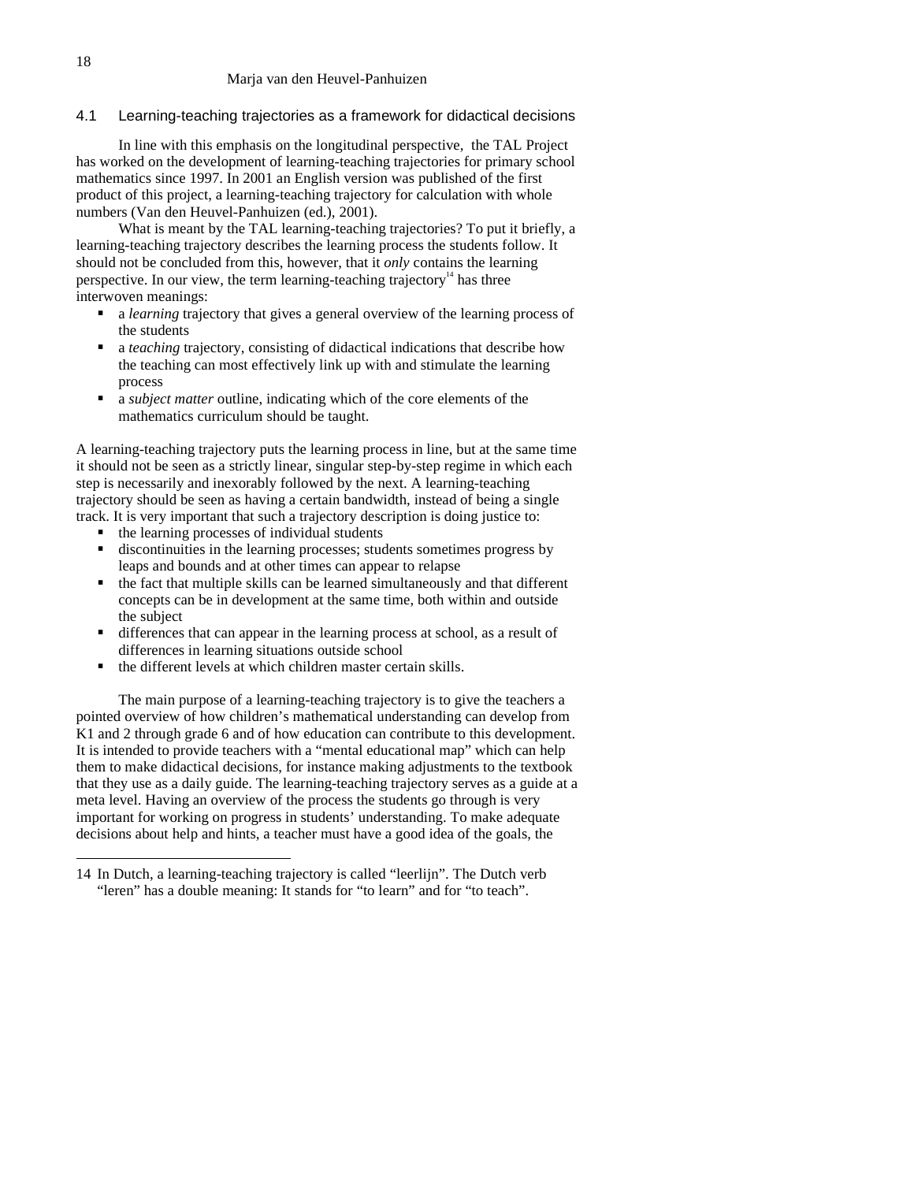## 4.1 Learning-teaching trajectories as a framework for didactical decisions

In line with this emphasis on the longitudinal perspective, the TAL Project has worked on the development of learning-teaching trajectories for primary school mathematics since 1997. In 2001 an English version was published of the first product of this project, a learning-teaching trajectory for calculation with whole numbers (Van den Heuvel-Panhuizen (ed.), 2001).

What is meant by the TAL learning-teaching trajectories? To put it briefly, a learning-teaching trajectory describes the learning process the students follow. It should not be concluded from this, however, that it *only* contains the learning perspective. In our view, the term learning-teaching trajectory[14] has three interwoven meanings:

- a *learning* trajectory that gives a general overview of the learning process of the students
- a *teaching* trajectory, consisting of didactical indications that describe how the teaching can most effectively link up with and stimulate the learning process
- a *subject matter* outline, indicating which of the core elements of the mathematics curriculum should be taught.

A learning-teaching trajectory puts the learning process in line, but at the same time it should not be seen as a strictly linear, singular step-by-step regime in which each step is necessarily and inexorably followed by the next. A learning-teaching trajectory should be seen as having a certain bandwidth, instead of being a single track. It is very important that such a trajectory description is doing justice to:

- the learning processes of individual students
- discontinuities in the learning processes; students sometimes progress by leaps and bounds and at other times can appear to relapse
- the fact that multiple skills can be learned simultaneously and that different concepts can be in development at the same time, both within and outside the subject
- differences that can appear in the learning process at school, as a result of differences in learning situations outside school
- the different levels at which children master certain skills.

The main purpose of a learning-teaching trajectory is to give the teachers a pointed overview of how children's mathematical understanding can develop from K1 and 2 through grade 6 and of how education can contribute to this development. It is intended to provide teachers with a "mental educational map" which can help them to make didactical decisions, for instance making adjustments to the textbook that they use as a daily guide. The learning-teaching trajectory serves as a guide at a meta level. Having an overview of the process the students go through is very important for working on progress in students' understanding. To make adequate decisions about help and hints, a teacher must have a good idea of the goals, the

---

14 In Dutch, a learning-teaching trajectory is called "leerlijn". The Dutch verb "leren" has a double meaning: It stands for "to learn" and for "to teach".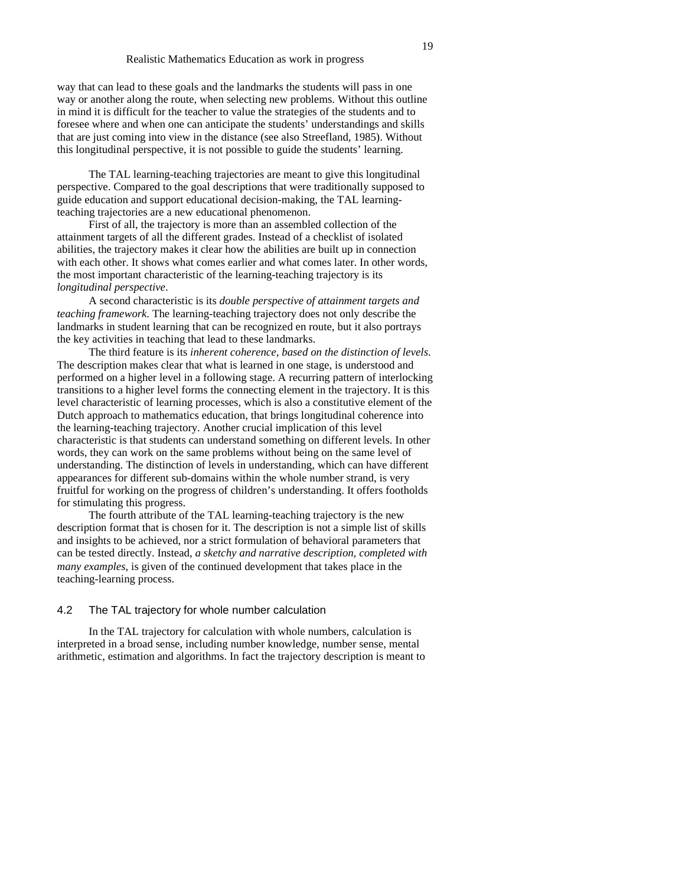way that can lead to these goals and the landmarks the students will pass in one way or another along the route, when selecting new problems. Without this outline in mind it is difficult for the teacher to value the strategies of the students and to foresee where and when one can anticipate the students' understandings and skills that are just coming into view in the distance (see also Streefland, 1985). Without this longitudinal perspective, it is not possible to guide the students' learning.

The TAL learning-teaching trajectories are meant to give this longitudinal perspective. Compared to the goal descriptions that were traditionally supposed to guide education and support educational decision-making, the TAL learning-teaching trajectories are a new educational phenomenon.

First of all, the trajectory is more than an assembled collection of the attainment targets of all the different grades. Instead of a checklist of isolated abilities, the trajectory makes it clear how the abilities are built up in connection with each other. It shows what comes earlier and what comes later. In other words, the most important characteristic of the learning-teaching trajectory is its *longitudinal perspective*.

A second characteristic is its *double perspective of attainment targets and teaching framework*. The learning-teaching trajectory does not only describe the landmarks in student learning that can be recognized en route, but it also portrays the key activities in teaching that lead to these landmarks.

The third feature is its *inherent coherence, based on the distinction of levels*. The description makes clear that what is learned in one stage, is understood and performed on a higher level in a following stage. A recurring pattern of interlocking transitions to a higher level forms the connecting element in the trajectory. It is this level characteristic of learning processes, which is also a constitutive element of the Dutch approach to mathematics education, that brings longitudinal coherence into the learning-teaching trajectory. Another crucial implication of this level characteristic is that students can understand something on different levels. In other words, they can work on the same problems without being on the same level of understanding. The distinction of levels in understanding, which can have different appearances for different sub-domains within the whole number strand, is very fruitful for working on the progress of children's understanding. It offers footholds for stimulating this progress.

The fourth attribute of the TAL learning-teaching trajectory is the new description format that is chosen for it. The description is not a simple list of skills and insights to be achieved, nor a strict formulation of behavioral parameters that can be tested directly. Instead, *a sketchy and narrative description, completed with many examples*, is given of the continued development that takes place in the teaching-learning process.

### 4.2 The TAL trajectory for whole number calculation

In the TAL trajectory for calculation with whole numbers, calculation is interpreted in a broad sense, including number knowledge, number sense, mental arithmetic, estimation and algorithms. In fact the trajectory description is meant to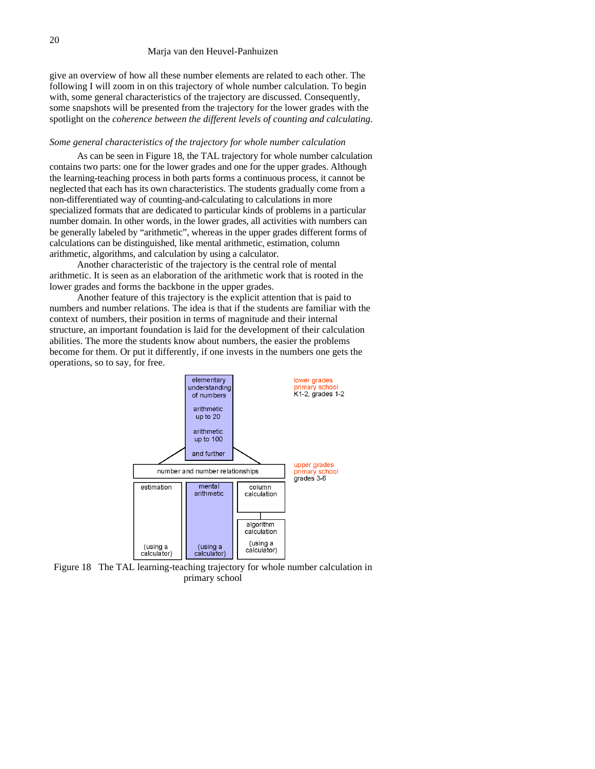give an overview of how all these number elements are related to each other. The following I will zoom in on this trajectory of whole number calculation. To begin with, some general characteristics of the trajectory are discussed. Consequently, some snapshots will be presented from the trajectory for the lower grades with the spotlight on the *coherence between the different levels of counting and calculating*.

### *Some general characteristics of the trajectory for whole number calculation*

As can be seen in Figure 18, the TAL trajectory for whole number calculation contains two parts: one for the lower grades and one for the upper grades. Although the learning-teaching process in both parts forms a continuous process, it cannot be neglected that each has its own characteristics. The students gradually come from a non-differentiated way of counting-and-calculating to calculations in more specialized formats that are dedicated to particular kinds of problems in a particular number domain. In other words, in the lower grades, all activities with numbers can be generally labeled by "arithmetic", whereas in the upper grades different forms of calculations can be distinguished, like mental arithmetic, estimation, column arithmetic, algorithms, and calculation by using a calculator.

Another characteristic of the trajectory is the central role of mental arithmetic. It is seen as an elaboration of the arithmetic work that is rooted in the lower grades and forms the backbone in the upper grades.

Another feature of this trajectory is the explicit attention that is paid to numbers and number relations. The idea is that if the students are familiar with the context of numbers, their position in terms of magnitude and their internal structure, an important foundation is laid for the development of their calculation abilities. The more the students know about numbers, the easier the problems become for them. Or put it differently, if one invests in the numbers one gets the operations, so to say, for free.

Figure 18 The TAL learning-teaching trajectory for whole number calculation in primary school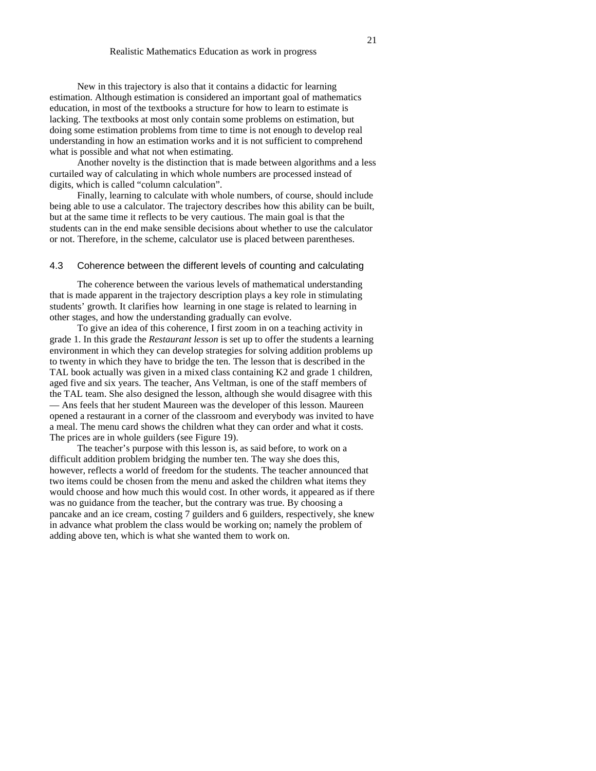New in this trajectory is also that it contains a didactic for learning estimation. Although estimation is considered an important goal of mathematics education, in most of the textbooks a structure for how to learn to estimate is lacking. The textbooks at most only contain some problems on estimation, but doing some estimation problems from time to time is not enough to develop real understanding in how an estimation works and it is not sufficient to comprehend what is possible and what not when estimating.

Another novelty is the distinction that is made between algorithms and a less curtailed way of calculating in which whole numbers are processed instead of digits, which is called "column calculation".

Finally, learning to calculate with whole numbers, of course, should include being able to use a calculator. The trajectory describes how this ability can be built, but at the same time it reflects to be very cautious. The main goal is that the students can in the end make sensible decisions about whether to use the calculator or not. Therefore, in the scheme, calculator use is placed between parentheses.

### 4.3 Coherence between the different levels of counting and calculating

The coherence between the various levels of mathematical understanding that is made apparent in the trajectory description plays a key role in stimulating students' growth. It clarifies how learning in one stage is related to learning in other stages, and how the understanding gradually can evolve.

To give an idea of this coherence, I first zoom in on a teaching activity in grade 1. In this grade the *Restaurant lesson* is set up to offer the students a learning environment in which they can develop strategies for solving addition problems up to twenty in which they have to bridge the ten. The lesson that is described in the TAL book actually was given in a mixed class containing K2 and grade 1 children, aged five and six years. The teacher, Ans Veltman, is one of the staff members of the TAL team. She also designed the lesson, although she would disagree with this — Ans feels that her student Maureen was the developer of this lesson. Maureen opened a restaurant in a corner of the classroom and everybody was invited to have a meal. The menu card shows the children what they can order and what it costs. The prices are in whole guilders (see Figure 19).

The teacher's purpose with this lesson is, as said before, to work on a difficult addition problem bridging the number ten. The way she does this, however, reflects a world of freedom for the students. The teacher announced that two items could be chosen from the menu and asked the children what items they would choose and how much this would cost. In other words, it appeared as if there was no guidance from the teacher, but the contrary was true. By choosing a pancake and an ice cream, costing 7 guilders and 6 guilders, respectively, she knew in advance what problem the class would be working on; namely the problem of adding above ten, which is what she wanted them to work on.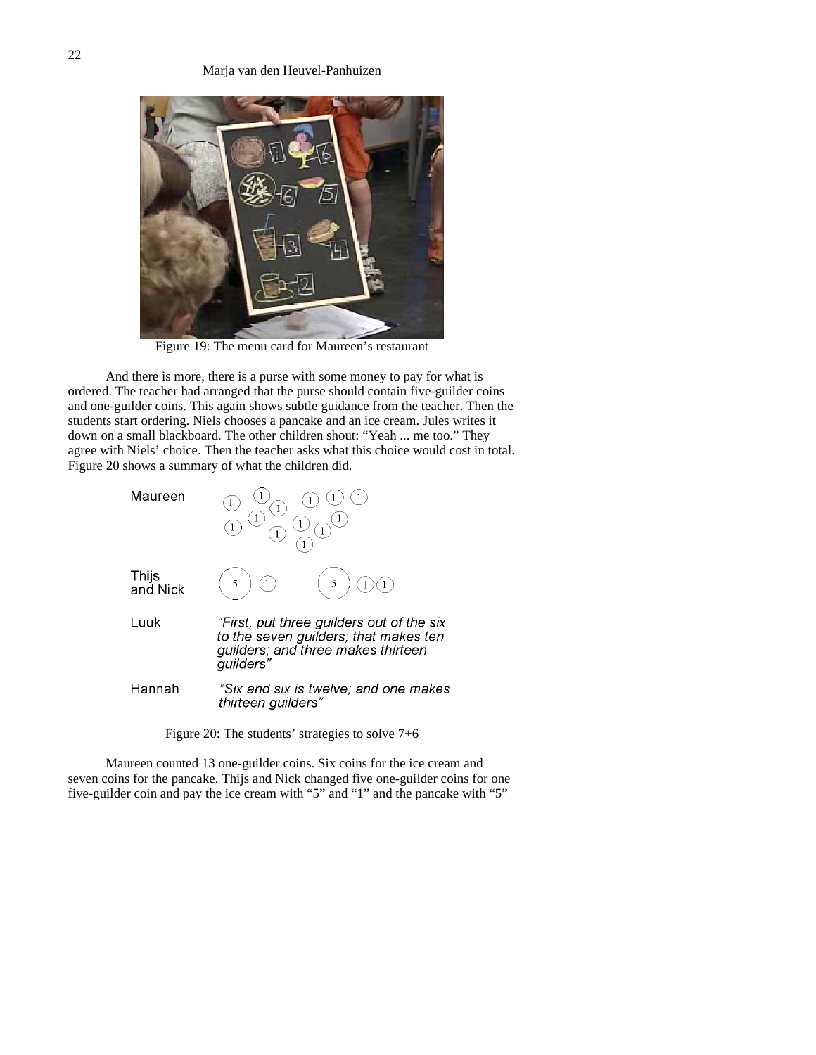Figure 19: The menu card for Maureen's restaurant

And there is more, there is a purse with some money to pay for what is ordered. The teacher had arranged that the purse should contain five-guilder coins and one-guilder coins. This again shows subtle guidance from the teacher. Then the students start ordering. Niels chooses a pancake and an ice cream. Jules writes it down on a small blackboard. The other children shout: "Yeah ... me too." They agree with Niels' choice. Then the teacher asks what this choice would cost in total. Figure 20 shows a summary of what the children did.

| | |
|---|---|
| Maureen | 1 1 1 1 1 1 1 1 1 1 1 1 1 |
| Thijs and Nick | 5 1 &nbsp;&nbsp;&nbsp; 5 1 1 |
| Luuk | *"First, put three guilders out of the six to the seven guilders; that makes ten guilders; and three makes thirteen guilders"* |
| Hannah | *"Six and six is twelve; and one makes thirteen guilders"* |

Figure 20: The students' strategies to solve 7+6

Maureen counted 13 one-guilder coins. Six coins for the ice cream and seven coins for the pancake. Thijs and Nick changed five one-guilder coins for one five-guilder coin and pay the ice cream with "5" and "1" and the pancake with "5"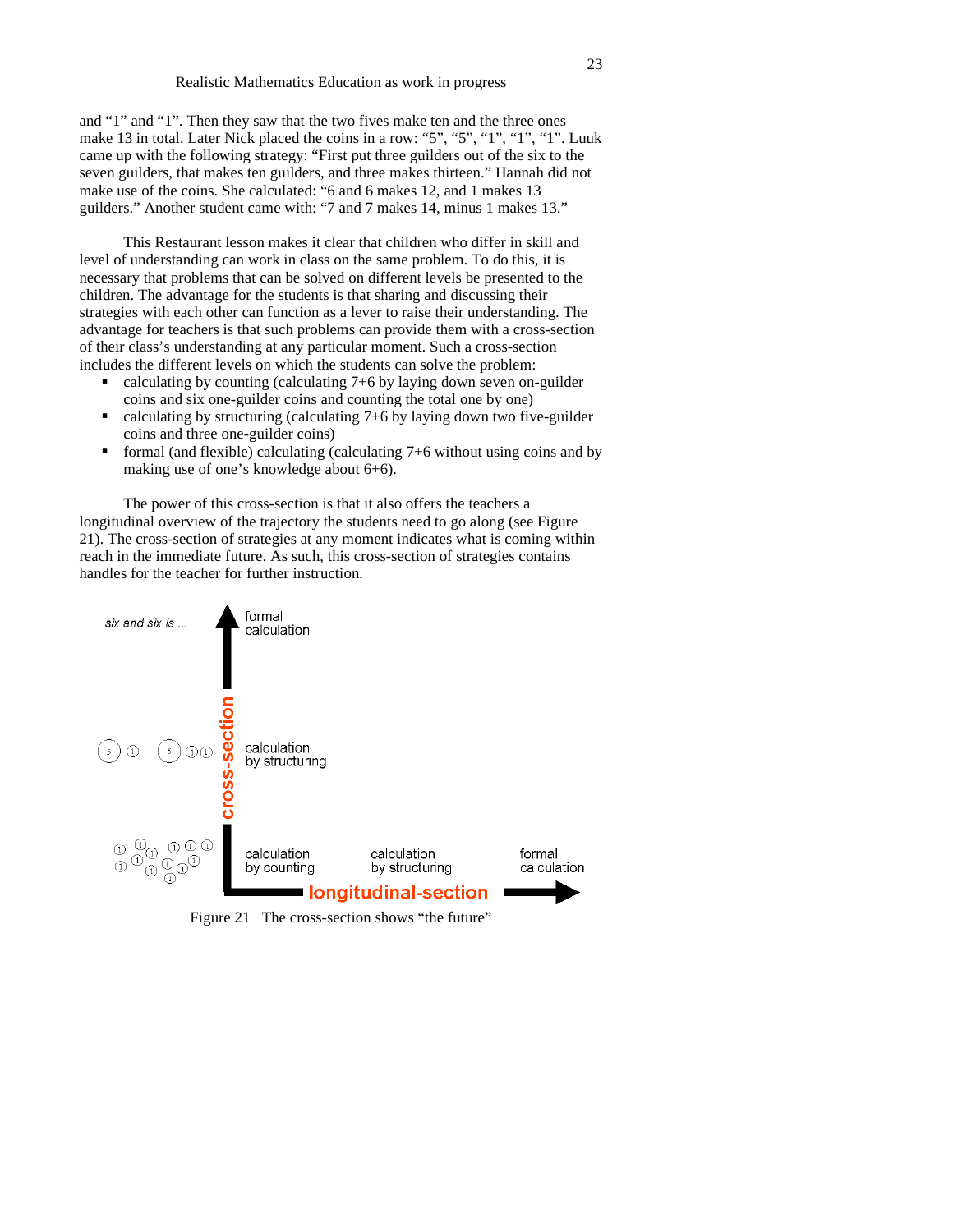and "1" and "1". Then they saw that the two fives make ten and the three ones make 13 in total. Later Nick placed the coins in a row: "5", "5", "1", "1", "1". Luuk came up with the following strategy: "First put three guilders out of the six to the seven guilders, that makes ten guilders, and three makes thirteen." Hannah did not make use of the coins. She calculated: "6 and 6 makes 12, and 1 makes 13 guilders." Another student came with: "7 and 7 makes 14, minus 1 makes 13."

This Restaurant lesson makes it clear that children who differ in skill and level of understanding can work in class on the same problem. To do this, it is necessary that problems that can be solved on different levels be presented to the children. The advantage for the students is that sharing and discussing their strategies with each other can function as a lever to raise their understanding. The advantage for teachers is that such problems can provide them with a cross-section of their class's understanding at any particular moment. Such a cross-section includes the different levels on which the students can solve the problem:

- calculating by counting (calculating 7+6 by laying down seven on-guilder coins and six one-guilder coins and counting the total one by one)
- calculating by structuring (calculating 7+6 by laying down two five-guilder coins and three one-guilder coins)
- formal (and flexible) calculating (calculating 7+6 without using coins and by making use of one's knowledge about 6+6).

The power of this cross-section is that it also offers the teachers a longitudinal overview of the trajectory the students need to go along (see Figure 21). The cross-section of strategies at any moment indicates what is coming within reach in the immediate future. As such, this cross-section of strategies contains handles for the teacher for further instruction.

*six and six is ...* — formal calculation

calculation by structuring

calculation by counting — calculation by structuring — formal calculation

cross-section / longitudinal-section

Figure 21 The cross-section shows "the future"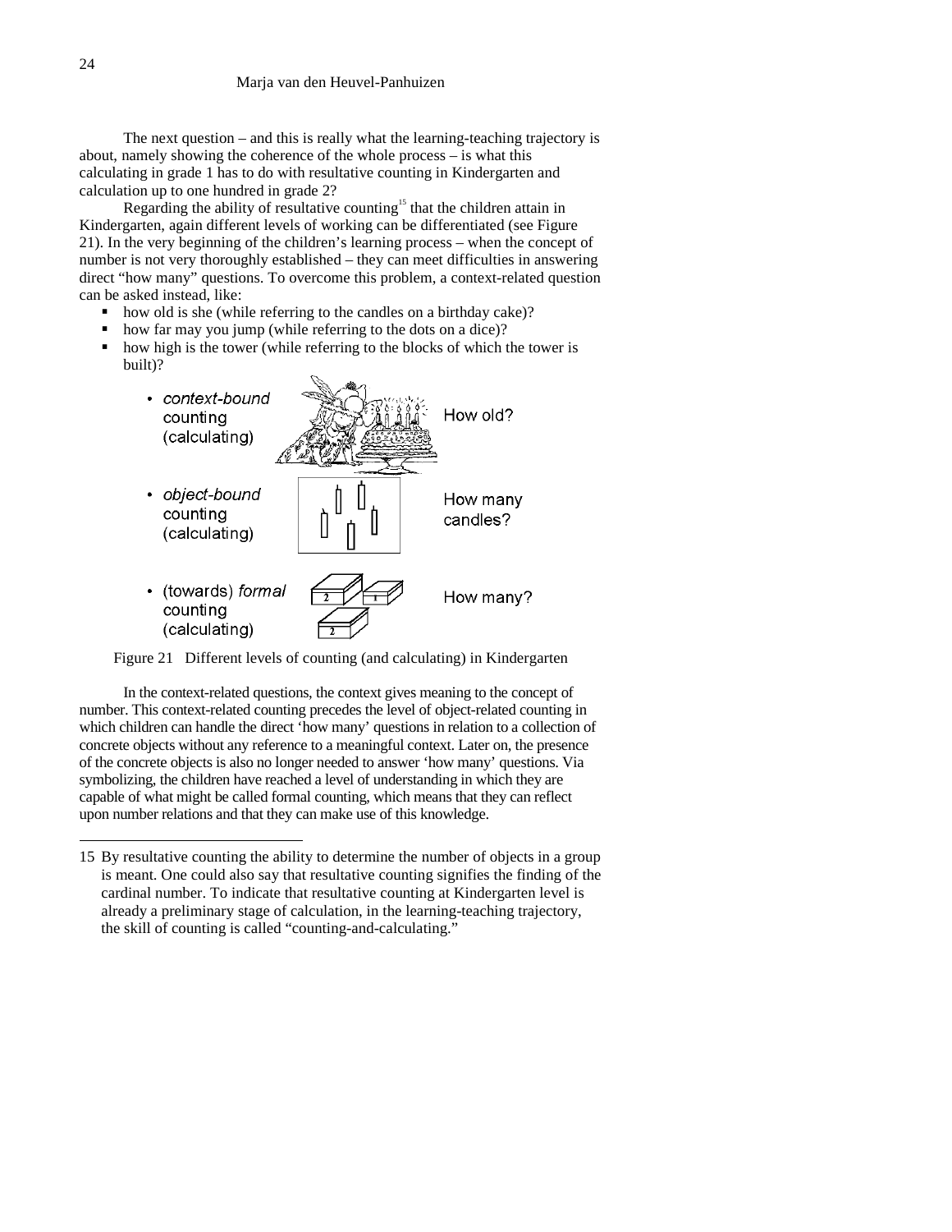The next question – and this is really what the learning-teaching trajectory is about, namely showing the coherence of the whole process – is what this calculating in grade 1 has to do with resultative counting in Kindergarten and calculation up to one hundred in grade 2?

Regarding the ability of resultative counting[15] that the children attain in Kindergarten, again different levels of working can be differentiated (see Figure 21). In the very beginning of the children's learning process – when the concept of number is not very thoroughly established – they can meet difficulties in answering direct "how many" questions. To overcome this problem, a context-related question can be asked instead, like:

- how old is she (while referring to the candles on a birthday cake)?
- how far may you jump (while referring to the dots on a dice)?
- how high is the tower (while referring to the blocks of which the tower is built)?

- *context-bound* counting (calculating) — How old?
- *object-bound* counting (calculating) — How many candles?
- (towards) *formal* counting (calculating) — How many?

Figure 21 Different levels of counting (and calculating) in Kindergarten

In the context-related questions, the context gives meaning to the concept of number. This context-related counting precedes the level of object-related counting in which children can handle the direct 'how many' questions in relation to a collection of concrete objects without any reference to a meaningful context. Later on, the presence of the concrete objects is also no longer needed to answer 'how many' questions. Via symbolizing, the children have reached a level of understanding in which they are capable of what might be called formal counting, which means that they can reflect upon number relations and that they can make use of this knowledge.

---

15 By resultative counting the ability to determine the number of objects in a group is meant. One could also say that resultative counting signifies the finding of the cardinal number. To indicate that resultative counting at Kindergarten level is already a preliminary stage of calculation, in the learning-teaching trajectory, the skill of counting is called "counting-and-calculating."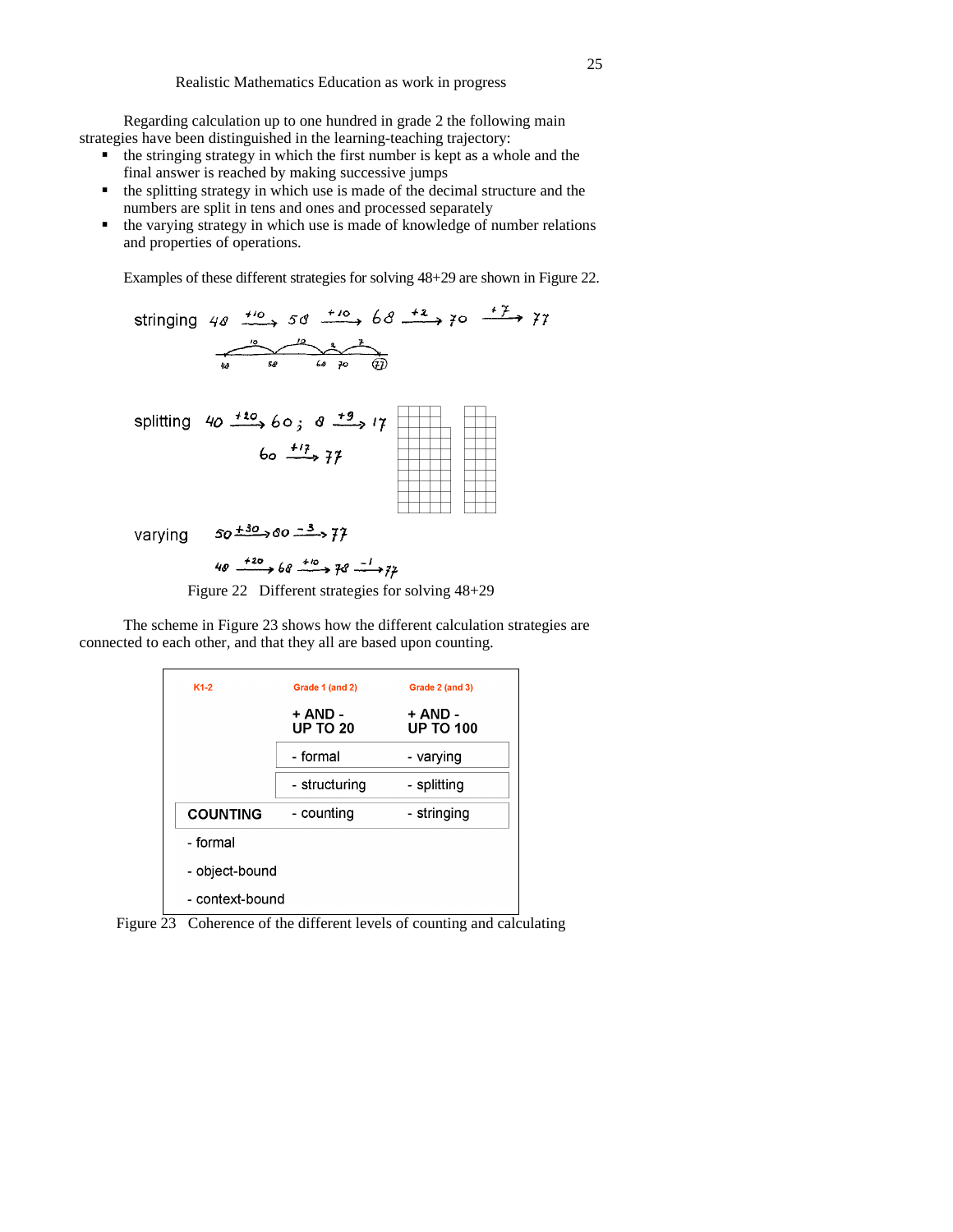Regarding calculation up to one hundred in grade 2 the following main strategies have been distinguished in the learning-teaching trajectory:

- the stringing strategy in which the first number is kept as a whole and the final answer is reached by making successive jumps
- the splitting strategy in which use is made of the decimal structure and the numbers are split in tens and ones and processed separately
- the varying strategy in which use is made of knowledge of number relations and properties of operations.

Examples of these different strategies for solving 48+29 are shown in Figure 22.

stringing $48 \xrightarrow{+10} 58 \xrightarrow{+10} 68 \xrightarrow{+2} 70 \xrightarrow{+7} 77$

splitting $40 \xrightarrow{+20} 60$; $8 \xrightarrow{+9} 17$

$60 \xrightarrow{+17} 77$

varying $50 \xrightarrow{+30} 80 \xrightarrow{-3} 77$

$48 \xrightarrow{+20} 68 \xrightarrow{+10} 78 \xrightarrow{-1} 77$

Figure 22 Different strategies for solving 48+29

The scheme in Figure 23 shows how the different calculation strategies are connected to each other, and that they all are based upon counting.

| K1-2 | Grade 1 (and 2) | Grade 2 (and 3) |
|---|---|---|
| | + AND - UP TO 20 | + AND - UP TO 100 |
| | - formal | - varying |
| | - structuring | - splitting |
| COUNTING | - counting | - stringing |
| - formal | | |
| - object-bound | | |
| - context-bound | | |

Figure 23 Coherence of the different levels of counting and calculating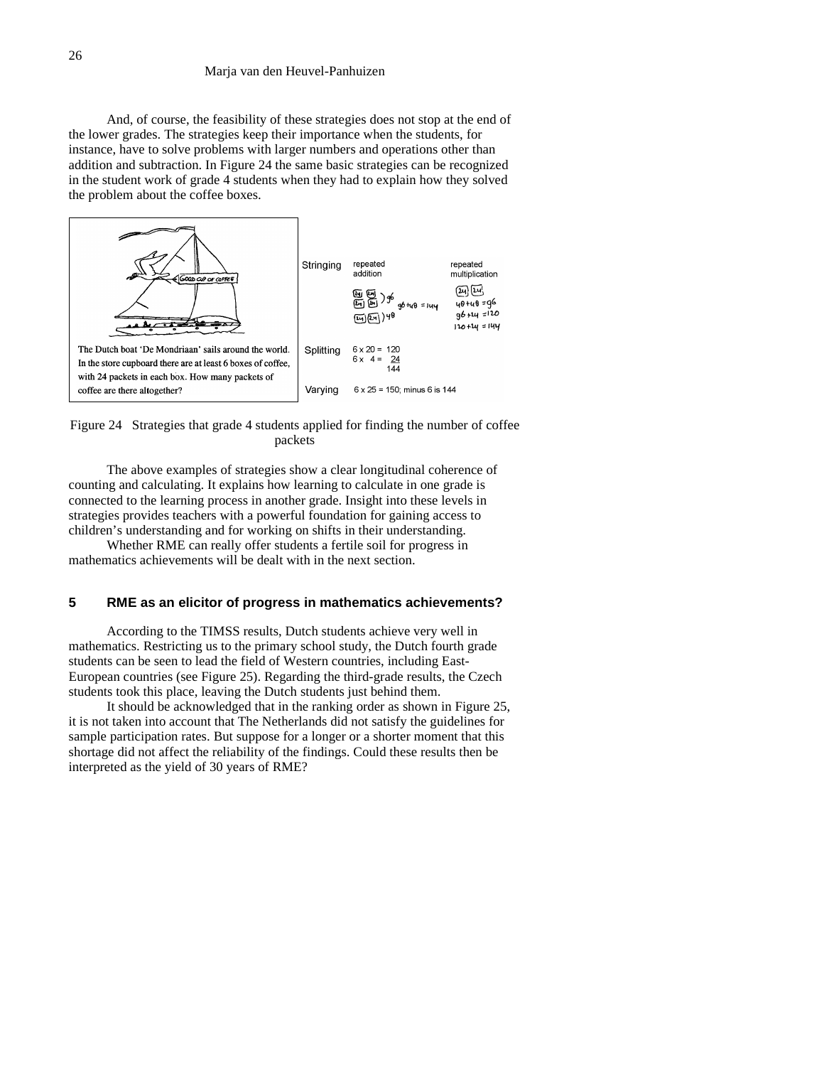And, of course, the feasibility of these strategies does not stop at the end of the lower grades. The strategies keep their importance when the students, for instance, have to solve problems with larger numbers and operations other than addition and subtraction. In Figure 24 the same basic strategies can be recognized in the student work of grade 4 students when they had to explain how they solved the problem about the coffee boxes.

The Dutch boat 'De Mondriaan' sails around the world. In the store cupboard there are at least 6 boxes of coffee, with 24 packets in each box. How many packets of coffee are there altogether?

| | | |
|---|---|---|
| Stringing | repeated addition<br>24 24 24 24 ) 96<br>24 24 ) 48<br>96 + 48 = 144 | repeated multiplication<br>24 24<br>48 + 48 = 96<br>96 + 24 = 120<br>120 + 24 = 144 |
| Splitting | 6 x 20 = 120<br>6 x 4 = 24<br>144 | |
| Varying | 6 x 25 = 150; minus 6 is 144 | |

Figure 24 Strategies that grade 4 students applied for finding the number of coffee packets

The above examples of strategies show a clear longitudinal coherence of counting and calculating. It explains how learning to calculate in one grade is connected to the learning process in another grade. Insight into these levels in strategies provides teachers with a powerful foundation for gaining access to children's understanding and for working on shifts in their understanding.

Whether RME can really offer students a fertile soil for progress in mathematics achievements will be dealt with in the next section.

## 5 RME as an elicitor of progress in mathematics achievements?

According to the TIMSS results, Dutch students achieve very well in mathematics. Restricting us to the primary school study, the Dutch fourth grade students can be seen to lead the field of Western countries, including East-European countries (see Figure 25). Regarding the third-grade results, the Czech students took this place, leaving the Dutch students just behind them.

It should be acknowledged that in the ranking order as shown in Figure 25, it is not taken into account that The Netherlands did not satisfy the guidelines for sample participation rates. But suppose for a longer or a shorter moment that this shortage did not affect the reliability of the findings. Could these results then be interpreted as the yield of 30 years of RME?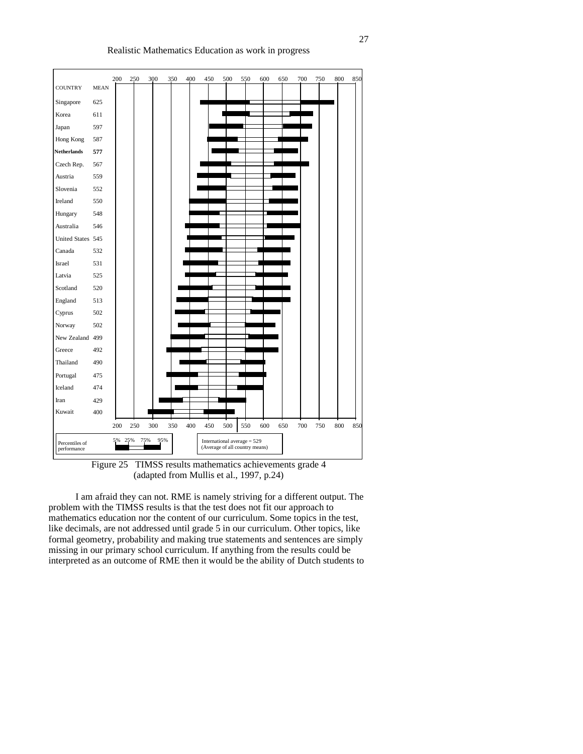| COUNTRY | MEAN |
|---|---|
| Singapore | 625 |
| Korea | 611 |
| Japan | 597 |
| Hong Kong | 587 |
| **Netherlands** | **577** |
| Czech Rep. | 567 |
| Austria | 559 |
| Slovenia | 552 |
| Ireland | 550 |
| Hungary | 548 |
| Australia | 546 |
| United States | 545 |
| Canada | 532 |
| Israel | 531 |
| Latvia | 525 |
| Scotland | 520 |
| England | 513 |
| Cyprus | 502 |
| Norway | 502 |
| New Zealand | 499 |
| Greece | 492 |
| Thailand | 490 |
| Portugal | 475 |
| Iceland | 474 |
| Iran | 429 |
| Kuwait | 400 |

Percentiles of performance: 5% 25% 75% 95%

International average = 529 (Average of all country means)

Figure 25 TIMSS results mathematics achievements grade 4 (adapted from Mullis et al., 1997, p.24)

I am afraid they can not. RME is namely striving for a different output. The problem with the TIMSS results is that the test does not fit our approach to mathematics education nor the content of our curriculum. Some topics in the test, like decimals, are not addressed until grade 5 in our curriculum. Other topics, like formal geometry, probability and making true statements and sentences are simply missing in our primary school curriculum. If anything from the results could be interpreted as an outcome of RME then it would be the ability of Dutch students to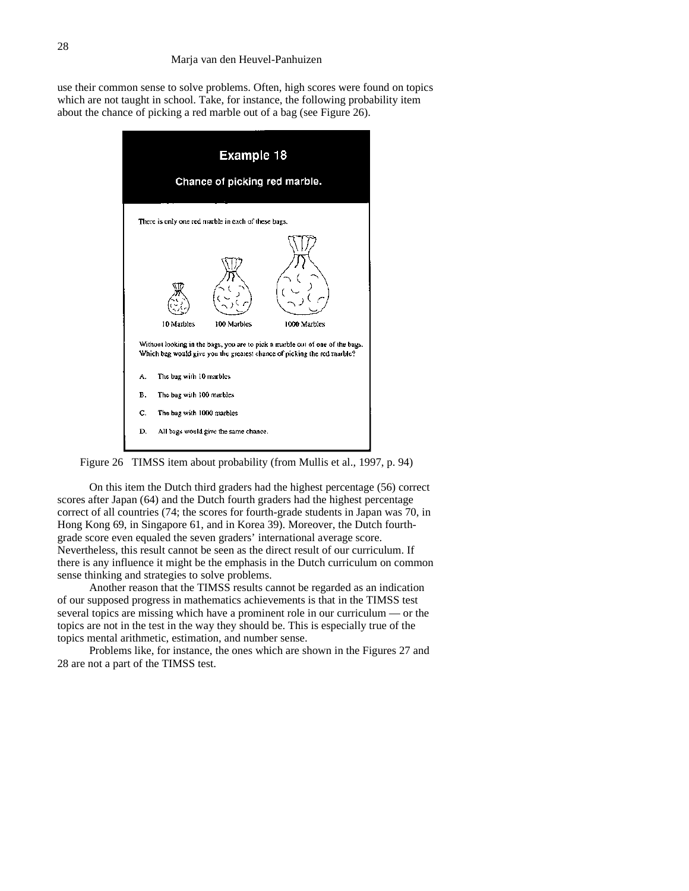use their common sense to solve problems. Often, high scores were found on topics which are not taught in school. Take, for instance, the following probability item about the chance of picking a red marble out of a bag (see Figure 26).

**Example 18**

**Chance of picking red marble.**

There is only one red marble in each of these bags.

10 Marbles 100 Marbles 1000 Marbles

Without looking in the bags, you are to pick a marble out of one of the bags. Which bag would give you the greatest chance of picking the red marble?

A. The bag with 10 marbles

B. The bag with 100 marbles

C. The bag with 1000 marbles

D. All bags would give the same chance.

Figure 26 TIMSS item about probability (from Mullis et al., 1997, p. 94)

On this item the Dutch third graders had the highest percentage (56) correct scores after Japan (64) and the Dutch fourth graders had the highest percentage correct of all countries (74; the scores for fourth-grade students in Japan was 70, in Hong Kong 69, in Singapore 61, and in Korea 39). Moreover, the Dutch fourth-grade score even equaled the seven graders' international average score. Nevertheless, this result cannot be seen as the direct result of our curriculum. If there is any influence it might be the emphasis in the Dutch curriculum on common sense thinking and strategies to solve problems.

Another reason that the TIMSS results cannot be regarded as an indication of our supposed progress in mathematics achievements is that in the TIMSS test several topics are missing which have a prominent role in our curriculum — or the topics are not in the test in the way they should be. This is especially true of the topics mental arithmetic, estimation, and number sense.

Problems like, for instance, the ones which are shown in the Figures 27 and 28 are not a part of the TIMSS test.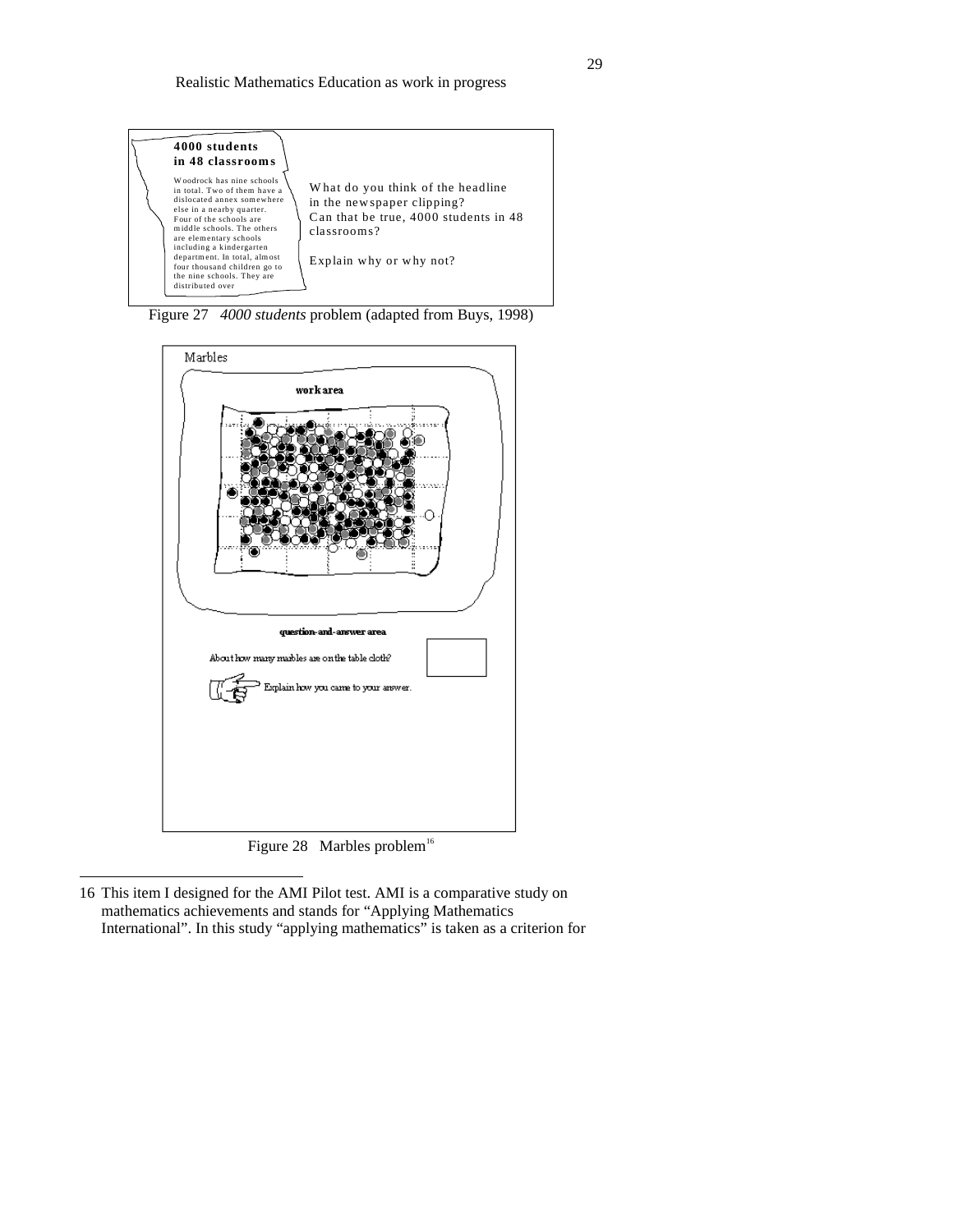**4000 students in 48 classrooms**

Woodrock has nine schools in total. Two of them have a dislocated annex somewhere else in a nearby quarter. Four of the schools are middle schools. The others are elementary schools including a kindergarten department. In total, almost four thousand children go to the nine schools. They are distributed over

What do you think of the headline in the newspaper clipping?
Can that be true, 4000 students in 48 classrooms?

Explain why or why not?

Figure 27 *4000 students* problem (adapted from Buys, 1998)

Marbles

**work area**

**question-and-answer area**

About how many marbles are on the table cloth?

Explain how you came to your answer.

Figure 28 Marbles problem[16]

---

16 This item I designed for the AMI Pilot test. AMI is a comparative study on mathematics achievements and stands for "Applying Mathematics International". In this study "applying mathematics" is taken as a criterion for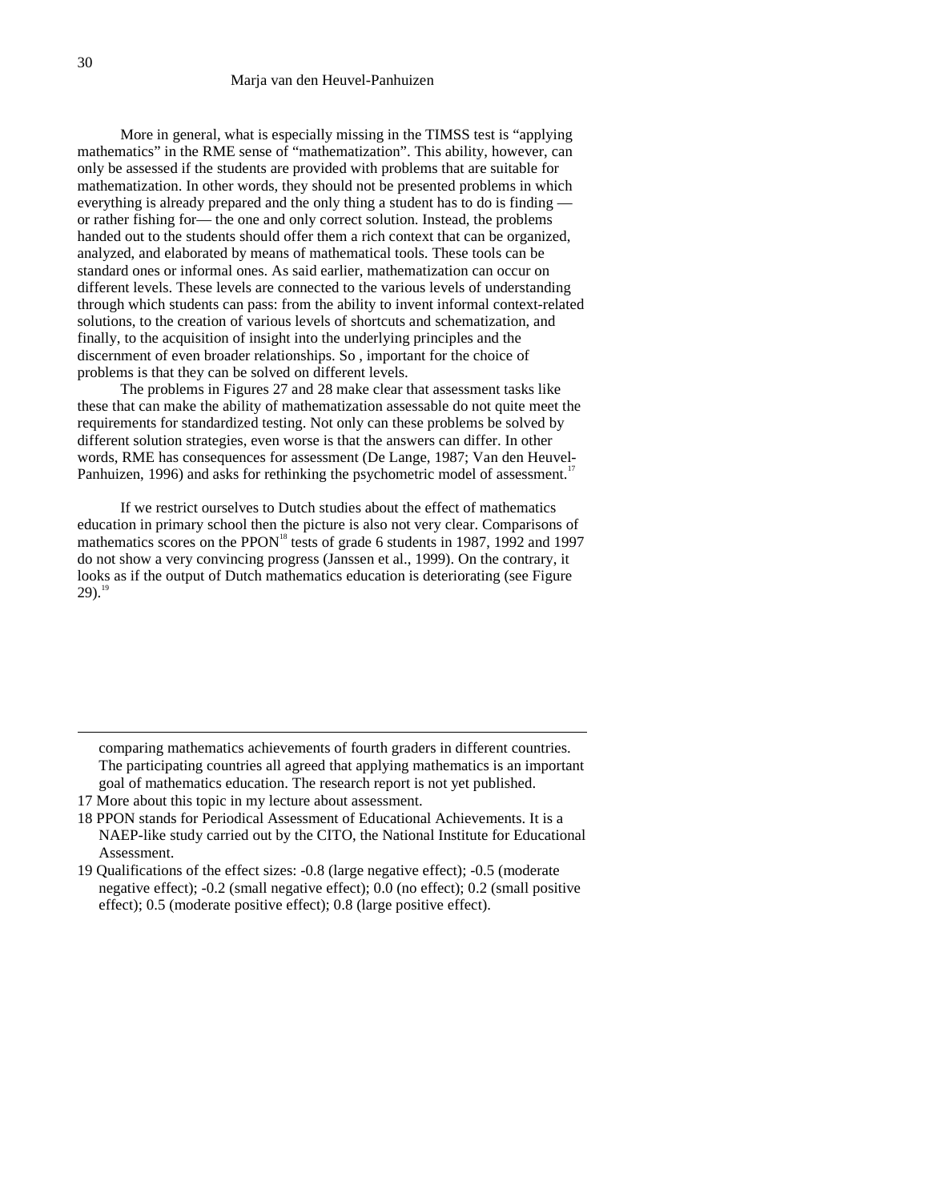More in general, what is especially missing in the TIMSS test is "applying mathematics" in the RME sense of "mathematization". This ability, however, can only be assessed if the students are provided with problems that are suitable for mathematization. In other words, they should not be presented problems in which everything is already prepared and the only thing a student has to do is finding — or rather fishing for— the one and only correct solution. Instead, the problems handed out to the students should offer them a rich context that can be organized, analyzed, and elaborated by means of mathematical tools. These tools can be standard ones or informal ones. As said earlier, mathematization can occur on different levels. These levels are connected to the various levels of understanding through which students can pass: from the ability to invent informal context-related solutions, to the creation of various levels of shortcuts and schematization, and finally, to the acquisition of insight into the underlying principles and the discernment of even broader relationships. So , important for the choice of problems is that they can be solved on different levels.

The problems in Figures 27 and 28 make clear that assessment tasks like these that can make the ability of mathematization assessable do not quite meet the requirements for standardized testing. Not only can these problems be solved by different solution strategies, even worse is that the answers can differ. In other words, RME has consequences for assessment (De Lange, 1987; Van den Heuvel-Panhuizen, 1996) and asks for rethinking the psychometric model of assessment.[17]

If we restrict ourselves to Dutch studies about the effect of mathematics education in primary school then the picture is also not very clear. Comparisons of mathematics scores on the PPON[18] tests of grade 6 students in 1987, 1992 and 1997 do not show a very convincing progress (Janssen et al., 1999). On the contrary, it looks as if the output of Dutch mathematics education is deteriorating (see Figure 29).[19]

---

comparing mathematics achievements of fourth graders in different countries. The participating countries all agreed that applying mathematics is an important goal of mathematics education. The research report is not yet published.

17 More about this topic in my lecture about assessment.

18 PPON stands for Periodical Assessment of Educational Achievements. It is a NAEP-like study carried out by the CITO, the National Institute for Educational Assessment.

19 Qualifications of the effect sizes: -0.8 (large negative effect); -0.5 (moderate negative effect); -0.2 (small negative effect); 0.0 (no effect); 0.2 (small positive effect); 0.5 (moderate positive effect); 0.8 (large positive effect).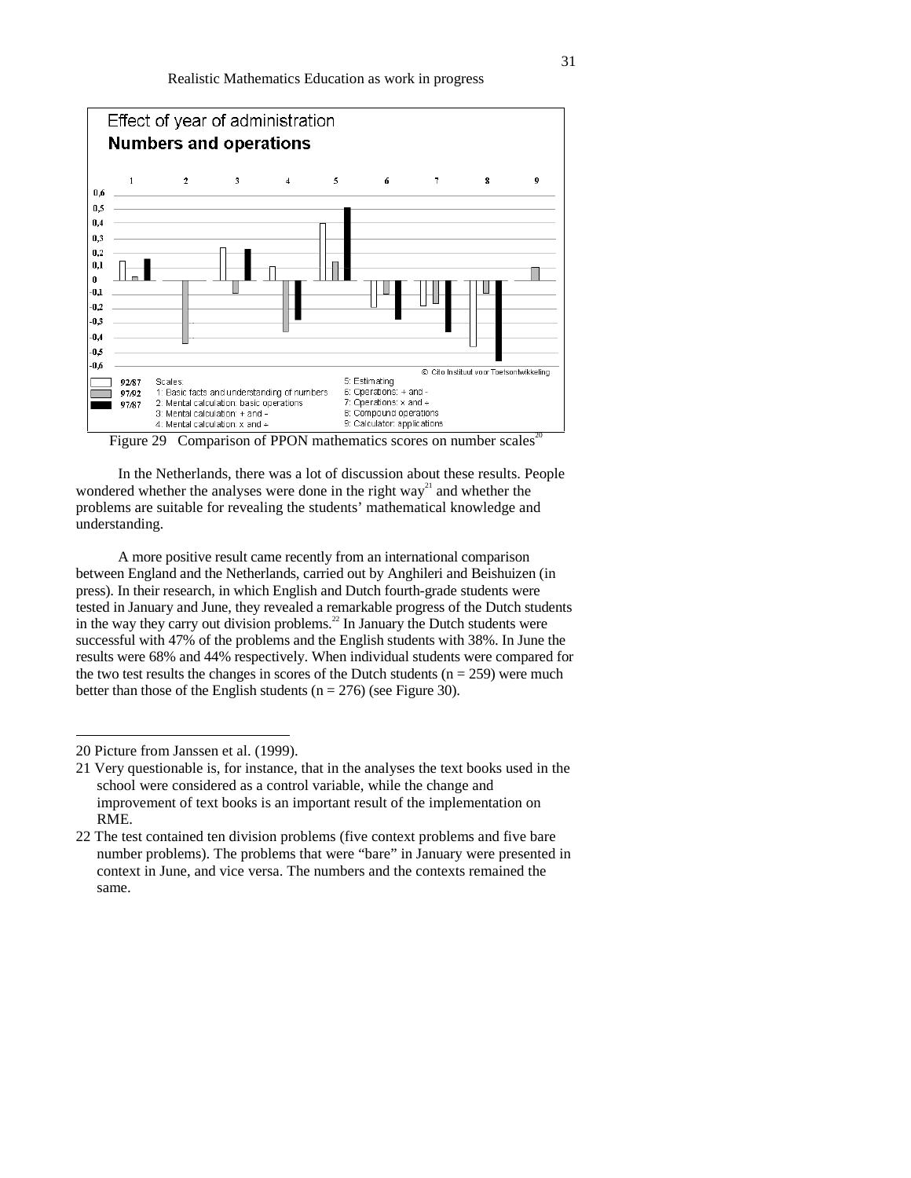Effect of year of administration

**Numbers and operations**

92/87, 97/92, 97/87

Scales:
1: Basic facts and understanding of numbers
2: Mental calculation: basic operations
3: Mental calculation: + and −
4: Mental calculation: × and ÷
5: Estimating
6: Operations: + and -
7: Operations: × and ÷
8: Compound operations
9: Calculator: applications

© Cito Instituut voor Toetsontwikkeling

Figure 29 Comparison of PPON mathematics scores on number scales[20]

In the Netherlands, there was a lot of discussion about these results. People wondered whether the analyses were done in the right way[21] and whether the problems are suitable for revealing the students' mathematical knowledge and understanding.

A more positive result came recently from an international comparison between England and the Netherlands, carried out by Anghileri and Beishuizen (in press). In their research, in which English and Dutch fourth-grade students were tested in January and June, they revealed a remarkable progress of the Dutch students in the way they carry out division problems.[22] In January the Dutch students were successful with 47% of the problems and the English students with 38%. In June the results were 68% and 44% respectively. When individual students were compared for the two test results the changes in scores of the Dutch students (n = 259) were much better than those of the English students (n = 276) (see Figure 30).

---

20 Picture from Janssen et al. (1999).

21 Very questionable is, for instance, that in the analyses the text books used in the school were considered as a control variable, while the change and improvement of text books is an important result of the implementation on RME.

22 The test contained ten division problems (five context problems and five bare number problems). The problems that were "bare" in January were presented in context in June, and vice versa. The numbers and the contexts remained the same.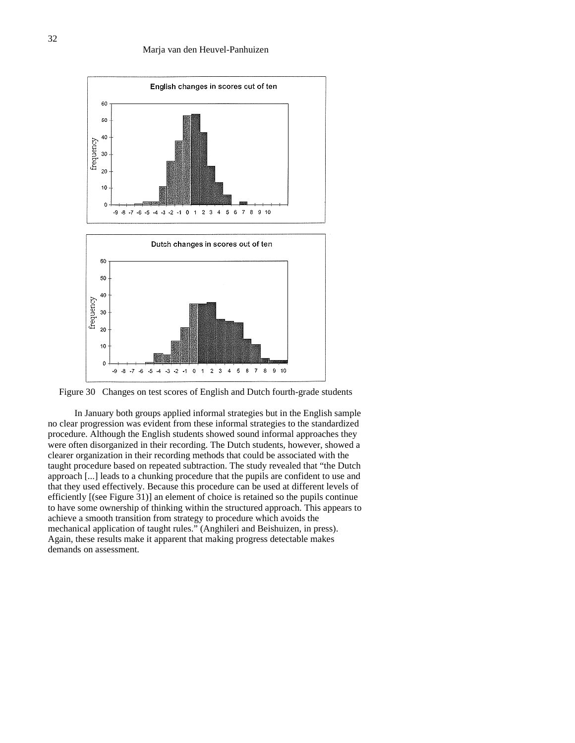Figure 30 Changes on test scores of English and Dutch fourth-grade students

In January both groups applied informal strategies but in the English sample no clear progression was evident from these informal strategies to the standardized procedure. Although the English students showed sound informal approaches they were often disorganized in their recording. The Dutch students, however, showed a clearer organization in their recording methods that could be associated with the taught procedure based on repeated subtraction. The study revealed that "the Dutch approach [...] leads to a chunking procedure that the pupils are confident to use and that they used effectively. Because this procedure can be used at different levels of efficiently [(see Figure 31)] an element of choice is retained so the pupils continue to have some ownership of thinking within the structured approach. This appears to achieve a smooth transition from strategy to procedure which avoids the mechanical application of taught rules." (Anghileri and Beishuizen, in press). Again, these results make it apparent that making progress detectable makes demands on assessment.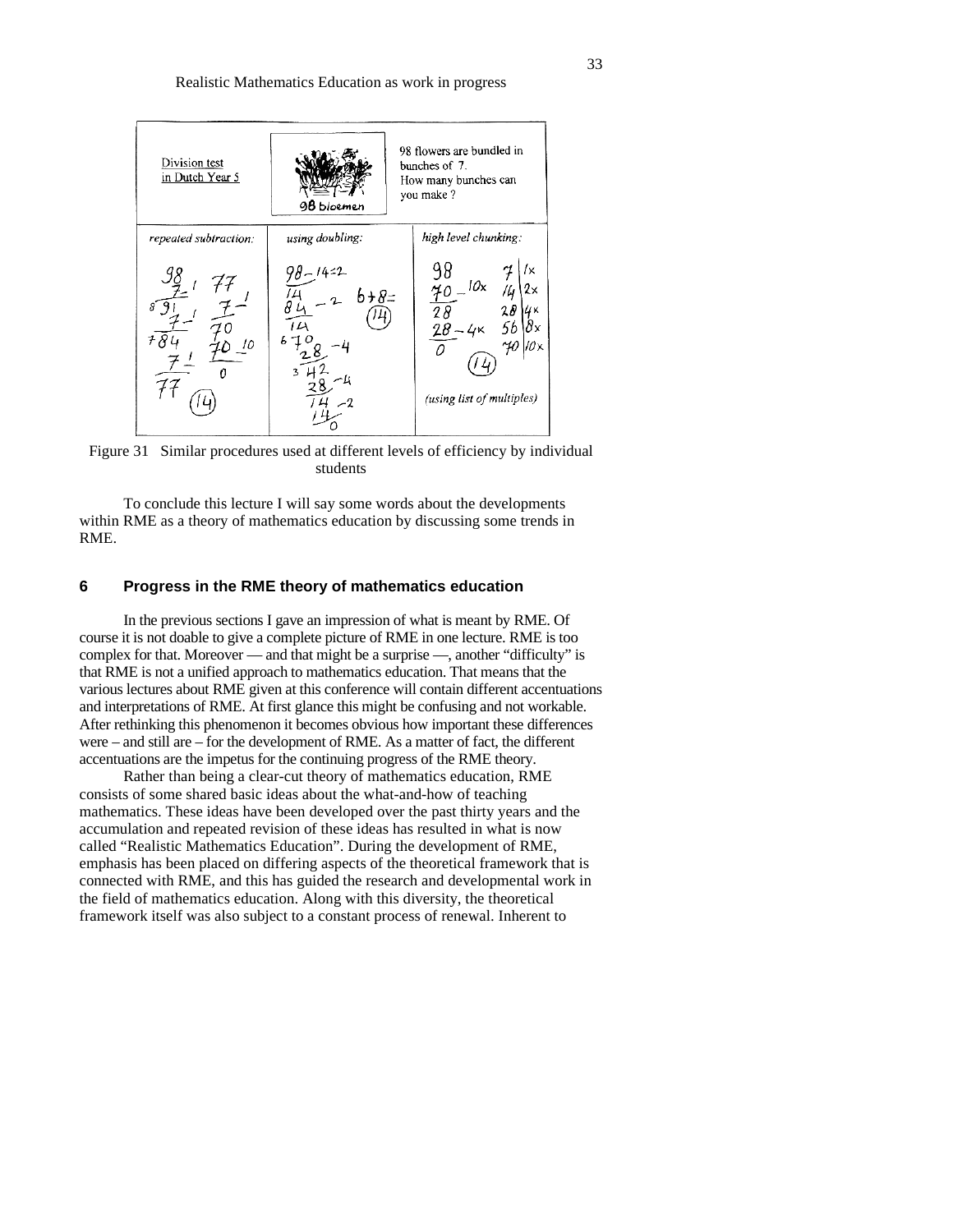| Division test in Dutch Year 5 | 98 bloemen | 98 flowers are bundled in bunches of 7. How many bunches can you make ? |
|---|---|---|
| *repeated subtraction:* | *using doubling:* | *high level chunking:* |
| 98 − 7 (1), 91 − 7 (1), 84 − 7 (1), 77 ... 77 − 7 (1), 70 − 70 (10), 0 → (14) | 98 − 14 = 2, 84 − 14 (2), 70 − 28 (4), 42 − 28 (4), 14 − 14 (2), 0; 6 + 8 = (14) | 98 − 70 (10x), 28 − 28 (4x), 0 → (14); 7 (1x), 14 (2x), 28 (4x), 56 (8x), 70 (10x) *(using list of multiples)* |

Figure 31 Similar procedures used at different levels of efficiency by individual students

To conclude this lecture I will say some words about the developments within RME as a theory of mathematics education by discussing some trends in RME.

## 6 Progress in the RME theory of mathematics education

In the previous sections I gave an impression of what is meant by RME. Of course it is not doable to give a complete picture of RME in one lecture. RME is too complex for that. Moreover — and that might be a surprise —, another "difficulty" is that RME is not a unified approach to mathematics education. That means that the various lectures about RME given at this conference will contain different accentuations and interpretations of RME. At first glance this might be confusing and not workable. After rethinking this phenomenon it becomes obvious how important these differences were – and still are – for the development of RME. As a matter of fact, the different accentuations are the impetus for the continuing progress of the RME theory.

Rather than being a clear-cut theory of mathematics education, RME consists of some shared basic ideas about the what-and-how of teaching mathematics. These ideas have been developed over the past thirty years and the accumulation and repeated revision of these ideas has resulted in what is now called "Realistic Mathematics Education". During the development of RME, emphasis has been placed on differing aspects of the theoretical framework that is connected with RME, and this has guided the research and developmental work in the field of mathematics education. Along with this diversity, the theoretical framework itself was also subject to a constant process of renewal. Inherent to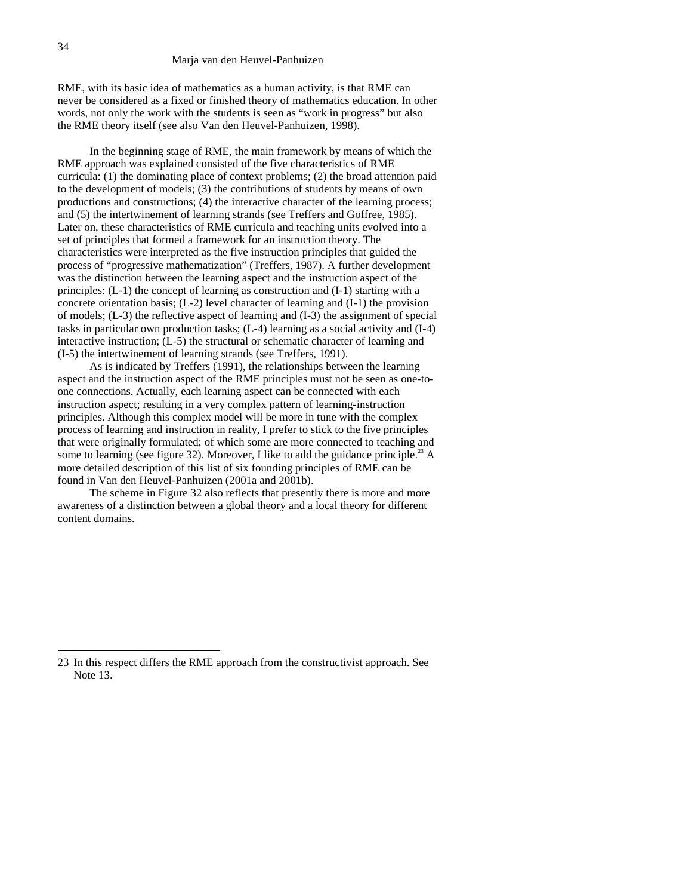RME, with its basic idea of mathematics as a human activity, is that RME can never be considered as a fixed or finished theory of mathematics education. In other words, not only the work with the students is seen as "work in progress" but also the RME theory itself (see also Van den Heuvel-Panhuizen, 1998).

In the beginning stage of RME, the main framework by means of which the RME approach was explained consisted of the five characteristics of RME curricula: (1) the dominating place of context problems; (2) the broad attention paid to the development of models; (3) the contributions of students by means of own productions and constructions; (4) the interactive character of the learning process; and (5) the intertwinement of learning strands (see Treffers and Goffree, 1985). Later on, these characteristics of RME curricula and teaching units evolved into a set of principles that formed a framework for an instruction theory. The characteristics were interpreted as the five instruction principles that guided the process of "progressive mathematization" (Treffers, 1987). A further development was the distinction between the learning aspect and the instruction aspect of the principles: (L-1) the concept of learning as construction and (I-1) starting with a concrete orientation basis; (L-2) level character of learning and (I-1) the provision of models; (L-3) the reflective aspect of learning and (I-3) the assignment of special tasks in particular own production tasks; (L-4) learning as a social activity and (I-4) interactive instruction; (L-5) the structural or schematic character of learning and (I-5) the intertwinement of learning strands (see Treffers, 1991).

As is indicated by Treffers (1991), the relationships between the learning aspect and the instruction aspect of the RME principles must not be seen as one-to-one connections. Actually, each learning aspect can be connected with each instruction aspect; resulting in a very complex pattern of learning-instruction principles. Although this complex model will be more in tune with the complex process of learning and instruction in reality, I prefer to stick to the five principles that were originally formulated; of which some are more connected to teaching and some to learning (see figure 32). Moreover, I like to add the guidance principle.[23] A more detailed description of this list of six founding principles of RME can be found in Van den Heuvel-Panhuizen (2001a and 2001b).

The scheme in Figure 32 also reflects that presently there is more and more awareness of a distinction between a global theory and a local theory for different content domains.

---

23 In this respect differs the RME approach from the constructivist approach. See Note 13.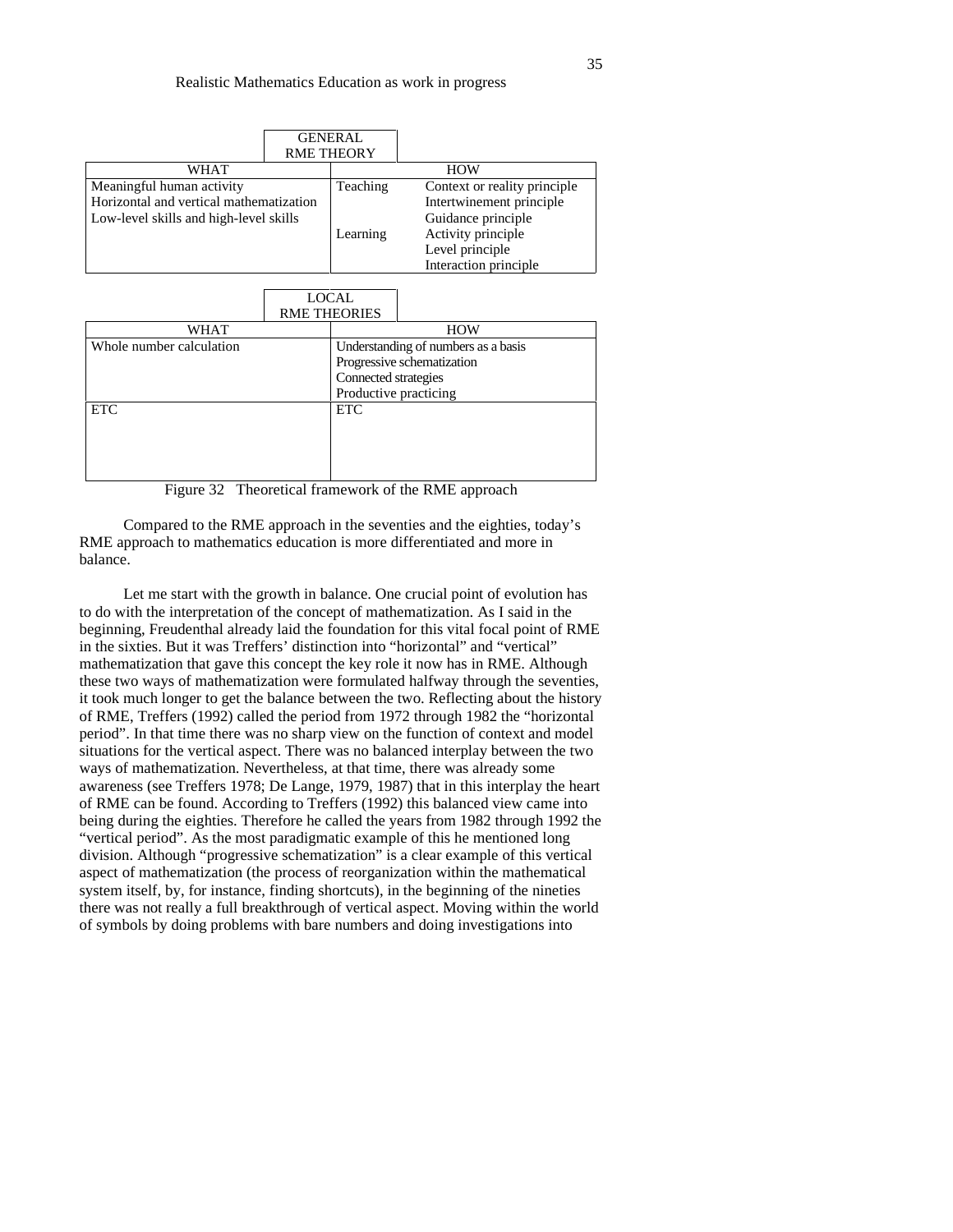| GENERAL RME THEORY | | |
|---|---|---|
| WHAT | HOW | |
| Meaningful human activity<br>Horizontal and vertical mathematization<br>Low-level skills and high-level skills | Teaching | Context or reality principle<br>Intertwinement principle<br>Guidance principle |
| | Learning | Activity principle<br>Level principle<br>Interaction principle |

| LOCAL RME THEORIES | |
|---|---|
| WHAT | HOW |
| Whole number calculation | Understanding of numbers as a basis<br>Progressive schematization<br>Connected strategies<br>Productive practicing |
| ETC | ETC |

Figure 32 Theoretical framework of the RME approach

Compared to the RME approach in the seventies and the eighties, today's RME approach to mathematics education is more differentiated and more in balance.

Let me start with the growth in balance. One crucial point of evolution has to do with the interpretation of the concept of mathematization. As I said in the beginning, Freudenthal already laid the foundation for this vital focal point of RME in the sixties. But it was Treffers' distinction into "horizontal" and "vertical" mathematization that gave this concept the key role it now has in RME. Although these two ways of mathematization were formulated halfway through the seventies, it took much longer to get the balance between the two. Reflecting about the history of RME, Treffers (1992) called the period from 1972 through 1982 the "horizontal period". In that time there was no sharp view on the function of context and model situations for the vertical aspect. There was no balanced interplay between the two ways of mathematization. Nevertheless, at that time, there was already some awareness (see Treffers 1978; De Lange, 1979, 1987) that in this interplay the heart of RME can be found. According to Treffers (1992) this balanced view came into being during the eighties. Therefore he called the years from 1982 through 1992 the "vertical period". As the most paradigmatic example of this he mentioned long division. Although "progressive schematization" is a clear example of this vertical aspect of mathematization (the process of reorganization within the mathematical system itself, by, for instance, finding shortcuts), in the beginning of the nineties there was not really a full breakthrough of vertical aspect. Moving within the world of symbols by doing problems with bare numbers and doing investigations into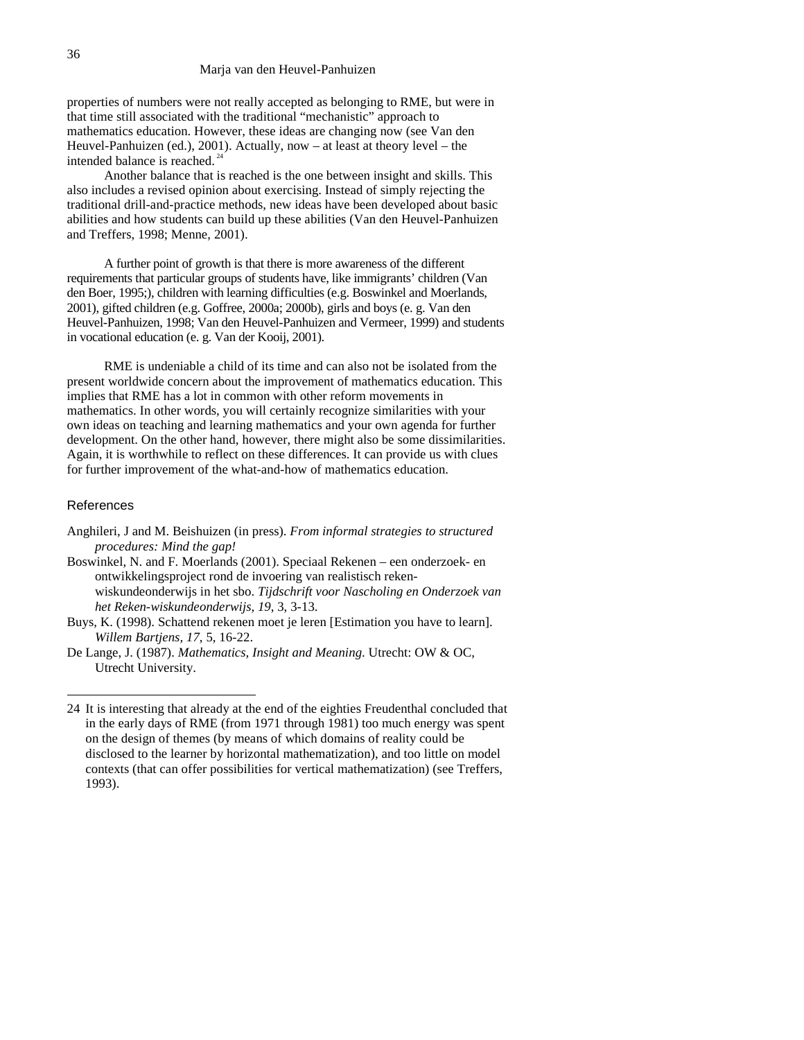properties of numbers were not really accepted as belonging to RME, but were in that time still associated with the traditional "mechanistic" approach to mathematics education. However, these ideas are changing now (see Van den Heuvel-Panhuizen (ed.), 2001). Actually, now – at least at theory level – the intended balance is reached.[24]

Another balance that is reached is the one between insight and skills. This also includes a revised opinion about exercising. Instead of simply rejecting the traditional drill-and-practice methods, new ideas have been developed about basic abilities and how students can build up these abilities (Van den Heuvel-Panhuizen and Treffers, 1998; Menne, 2001).

A further point of growth is that there is more awareness of the different requirements that particular groups of students have, like immigrants' children (Van den Boer, 1995;), children with learning difficulties (e.g. Boswinkel and Moerlands, 2001), gifted children (e.g. Goffree, 2000a; 2000b), girls and boys (e. g. Van den Heuvel-Panhuizen, 1998; Van den Heuvel-Panhuizen and Vermeer, 1999) and students in vocational education (e. g. Van der Kooij, 2001).

RME is undeniable a child of its time and can also not be isolated from the present worldwide concern about the improvement of mathematics education. This implies that RME has a lot in common with other reform movements in mathematics. In other words, you will certainly recognize similarities with your own ideas on teaching and learning mathematics and your own agenda for further development. On the other hand, however, there might also be some dissimilarities. Again, it is worthwhile to reflect on these differences. It can provide us with clues for further improvement of the what-and-how of mathematics education.

## References

Anghileri, J and M. Beishuizen (in press). *From informal strategies to structured procedures: Mind the gap!*

Boswinkel, N. and F. Moerlands (2001). Speciaal Rekenen – een onderzoek- en ontwikkelingsproject rond de invoering van realistisch reken-wiskundeonderwijs in het sbo. *Tijdschrift voor Nascholing en Onderzoek van het Reken-wiskundeonderwijs, 19*, 3, 3-13.

Buys, K. (1998). Schattend rekenen moet je leren [Estimation you have to learn]. *Willem Bartjens, 17*, 5, 16-22.

De Lange, J. (1987). *Mathematics, Insight and Meaning.* Utrecht: OW & OC, Utrecht University.

---

24 It is interesting that already at the end of the eighties Freudenthal concluded that in the early days of RME (from 1971 through 1981) too much energy was spent on the design of themes (by means of which domains of reality could be disclosed to the learner by horizontal mathematization), and too little on model contexts (that can offer possibilities for vertical mathematization) (see Treffers, 1993).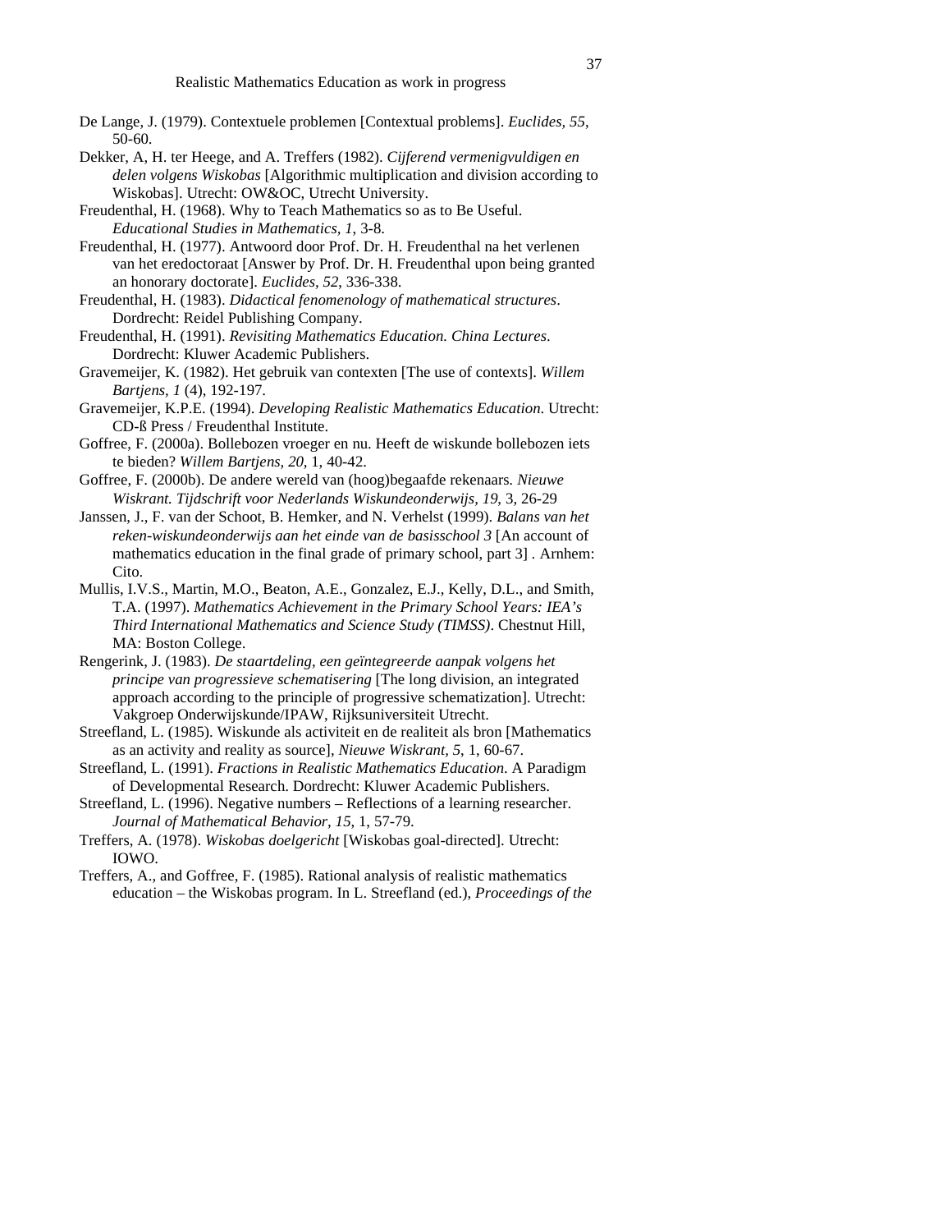De Lange, J. (1979). Contextuele problemen [Contextual problems]. *Euclides, 55*, 50-60.

Dekker, A, H. ter Heege, and A. Treffers (1982). *Cijferend vermenigvuldigen en delen volgens Wiskobas* [Algorithmic multiplication and division according to Wiskobas]. Utrecht: OW&OC, Utrecht University.

Freudenthal, H. (1968). Why to Teach Mathematics so as to Be Useful. *Educational Studies in Mathematics, 1*, 3-8.

Freudenthal, H. (1977). Antwoord door Prof. Dr. H. Freudenthal na het verlenen van het eredoctoraat [Answer by Prof. Dr. H. Freudenthal upon being granted an honorary doctorate]. *Euclides, 52*, 336-338.

Freudenthal, H. (1983). *Didactical fenomenology of mathematical structures*. Dordrecht: Reidel Publishing Company.

Freudenthal, H. (1991). *Revisiting Mathematics Education. China Lectures*. Dordrecht: Kluwer Academic Publishers.

Gravemeijer, K. (1982). Het gebruik van contexten [The use of contexts]. *Willem Bartjens, 1* (4), 192-197.

Gravemeijer, K.P.E. (1994). *Developing Realistic Mathematics Education*. Utrecht: CD-ß Press / Freudenthal Institute.

Goffree, F. (2000a). Bollebozen vroeger en nu. Heeft de wiskunde bollebozen iets te bieden? *Willem Bartjens, 20*, 1, 40-42.

Goffree, F. (2000b). De andere wereld van (hoog)begaafde rekenaars. *Nieuwe Wiskrant. Tijdschrift voor Nederlands Wiskundeonderwijs, 19*, 3, 26-29

Janssen, J., F. van der Schoot, B. Hemker, and N. Verhelst (1999). *Balans van het reken-wiskundeonderwijs aan het einde van de basisschool 3* [An account of mathematics education in the final grade of primary school, part 3] . Arnhem: Cito.

Mullis, I.V.S., Martin, M.O., Beaton, A.E., Gonzalez, E.J., Kelly, D.L., and Smith, T.A. (1997). *Mathematics Achievement in the Primary School Years: IEA's Third International Mathematics and Science Study (TIMSS)*. Chestnut Hill, MA: Boston College.

Rengerink, J. (1983). *De staartdeling, een geïntegreerde aanpak volgens het principe van progressieve schematisering* [The long division, an integrated approach according to the principle of progressive schematization]. Utrecht: Vakgroep Onderwijskunde/IPAW, Rijksuniversiteit Utrecht.

Streefland, L. (1985). Wiskunde als activiteit en de realiteit als bron [Mathematics as an activity and reality as source], *Nieuwe Wiskrant, 5*, 1, 60-67.

Streefland, L. (1991). *Fractions in Realistic Mathematics Education*. A Paradigm of Developmental Research. Dordrecht: Kluwer Academic Publishers.

Streefland, L. (1996). Negative numbers – Reflections of a learning researcher. *Journal of Mathematical Behavior, 15*, 1, 57-79.

Treffers, A. (1978). *Wiskobas doelgericht* [Wiskobas goal-directed]. Utrecht: IOWO.

Treffers, A., and Goffree, F. (1985). Rational analysis of realistic mathematics education – the Wiskobas program. In L. Streefland (ed.), *Proceedings of the*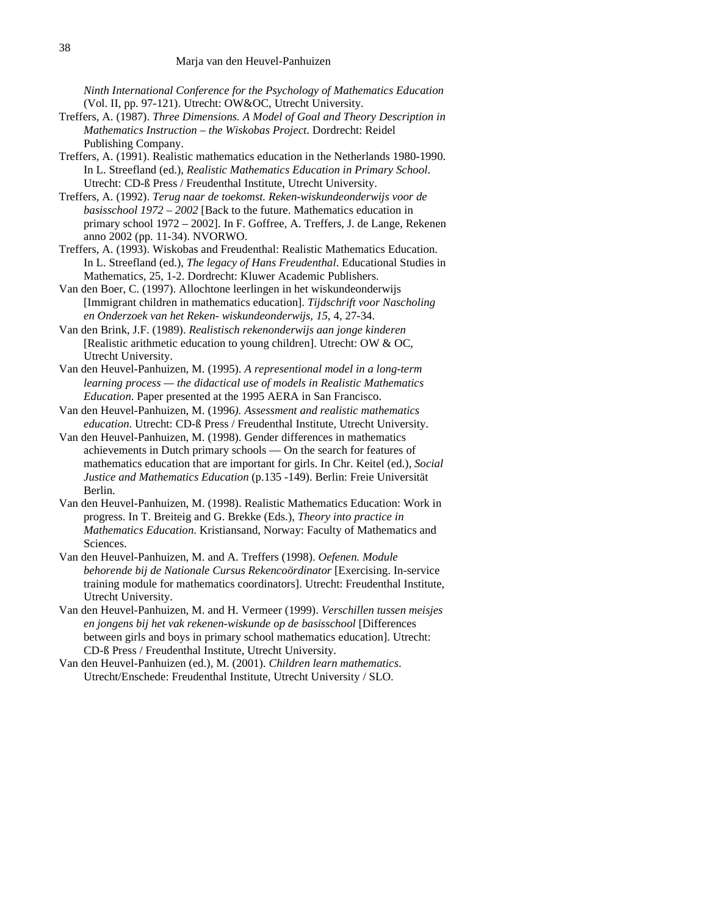*Ninth International Conference for the Psychology of Mathematics Education* (Vol. II, pp. 97-121). Utrecht: OW&OC, Utrecht University.

Treffers, A. (1987). *Three Dimensions. A Model of Goal and Theory Description in Mathematics Instruction – the Wiskobas Project*. Dordrecht: Reidel Publishing Company.

Treffers, A. (1991). Realistic mathematics education in the Netherlands 1980-1990. In L. Streefland (ed.), *Realistic Mathematics Education in Primary School*. Utrecht: CD-ß Press / Freudenthal Institute, Utrecht University.

Treffers, A. (1992). *Terug naar de toekomst. Reken-wiskundeonderwijs voor de basisschool 1972 – 2002* [Back to the future. Mathematics education in primary school 1972 – 2002]. In F. Goffree, A. Treffers, J. de Lange, Rekenen anno 2002 (pp. 11-34). NVORWO.

Treffers, A. (1993). Wiskobas and Freudenthal: Realistic Mathematics Education. In L. Streefland (ed.), *The legacy of Hans Freudenthal*. Educational Studies in Mathematics, 25, 1-2. Dordrecht: Kluwer Academic Publishers.

Van den Boer, C. (1997). Allochtone leerlingen in het wiskundeonderwijs [Immigrant children in mathematics education]. *Tijdschrift voor Nascholing en Onderzoek van het Reken- wiskundeonderwijs, 15*, 4, 27-34.

Van den Brink, J.F. (1989). *Realistisch rekenonderwijs aan jonge kinderen* [Realistic arithmetic education to young children]. Utrecht: OW & OC, Utrecht University.

Van den Heuvel-Panhuizen, M. (1995). *A representional model in a long-term learning process — the didactical use of models in Realistic Mathematics Education*. Paper presented at the 1995 AERA in San Francisco.

Van den Heuvel-Panhuizen, M. (1996*). Assessment and realistic mathematics education*. Utrecht: CD-ß Press / Freudenthal Institute, Utrecht University.

Van den Heuvel-Panhuizen, M. (1998). Gender differences in mathematics achievements in Dutch primary schools — On the search for features of mathematics education that are important for girls. In Chr. Keitel (ed.), *Social Justice and Mathematics Education* (p.135 -149). Berlin: Freie Universität Berlin.

Van den Heuvel-Panhuizen, M. (1998). Realistic Mathematics Education: Work in progress. In T. Breiteig and G. Brekke (Eds.), *Theory into practice in Mathematics Education*. Kristiansand, Norway: Faculty of Mathematics and Sciences.

Van den Heuvel-Panhuizen, M. and A. Treffers (1998). *Oefenen. Module behorende bij de Nationale Cursus Rekencoördinator* [Exercising. In-service training module for mathematics coordinators]. Utrecht: Freudenthal Institute, Utrecht University.

Van den Heuvel-Panhuizen, M. and H. Vermeer (1999). *Verschillen tussen meisjes en jongens bij het vak rekenen-wiskunde op de basisschool* [Differences between girls and boys in primary school mathematics education]. Utrecht: CD-ß Press / Freudenthal Institute, Utrecht University.

Van den Heuvel-Panhuizen (ed.), M. (2001). *Children learn mathematics*. Utrecht/Enschede: Freudenthal Institute, Utrecht University / SLO.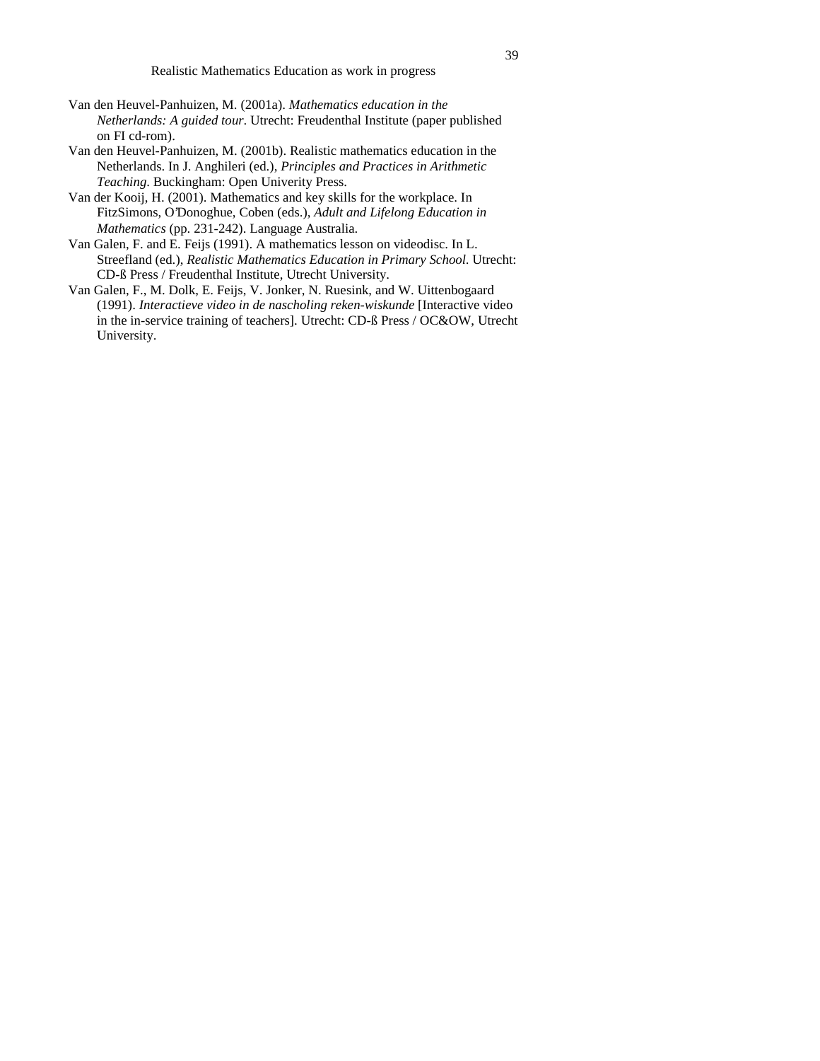Van den Heuvel-Panhuizen, M. (2001a). *Mathematics education in the Netherlands: A guided tour*. Utrecht: Freudenthal Institute (paper published on FI cd-rom).

Van den Heuvel-Panhuizen, M. (2001b). Realistic mathematics education in the Netherlands. In J. Anghileri (ed.), *Principles and Practices in Arithmetic Teaching*. Buckingham: Open Univerity Press.

Van der Kooij, H. (2001). Mathematics and key skills for the workplace. In FitzSimons, O'Donoghue, Coben (eds.), *Adult and Lifelong Education in Mathematics* (pp. 231-242). Language Australia.

Van Galen, F. and E. Feijs (1991). A mathematics lesson on videodisc. In L. Streefland (ed.), *Realistic Mathematics Education in Primary School*. Utrecht: CD-ß Press / Freudenthal Institute, Utrecht University.

Van Galen, F., M. Dolk, E. Feijs, V. Jonker, N. Ruesink, and W. Uittenbogaard (1991). *Interactieve video in de nascholing reken-wiskunde* [Interactive video in the in-service training of teachers]. Utrecht: CD-ß Press / OC&OW, Utrecht University.